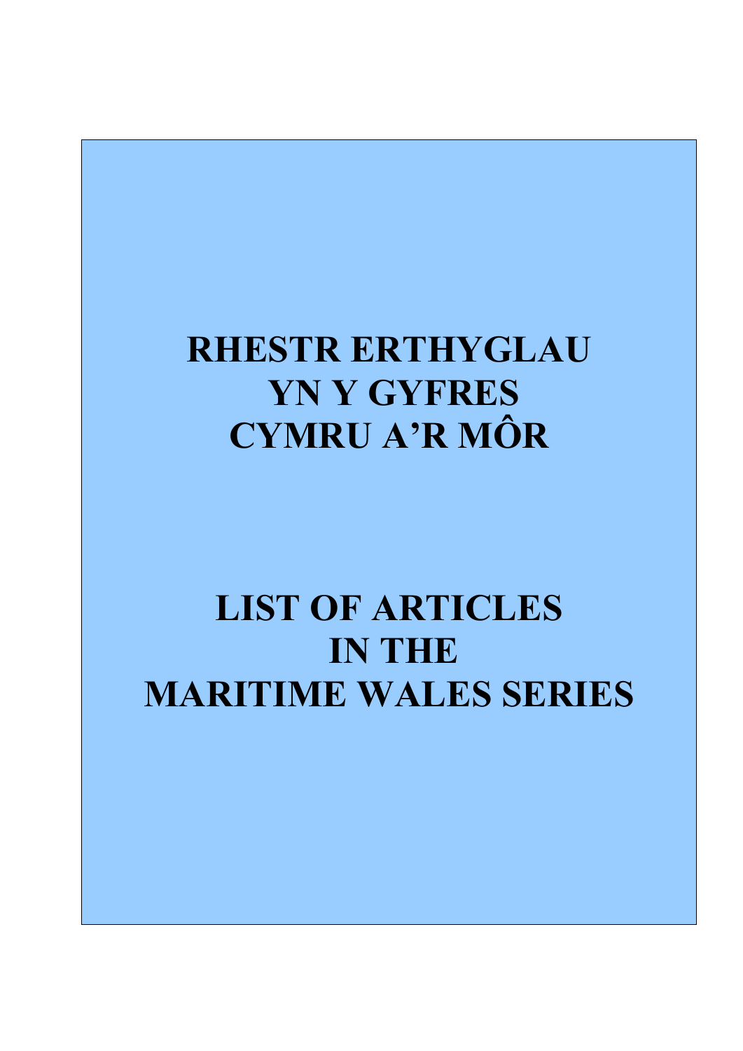# RHESTR ERTHYGLAU YN Y GYFRES CYMRU A'R MÔR

# LIST OF ARTICLES IN THE MARITIME WALES SERIES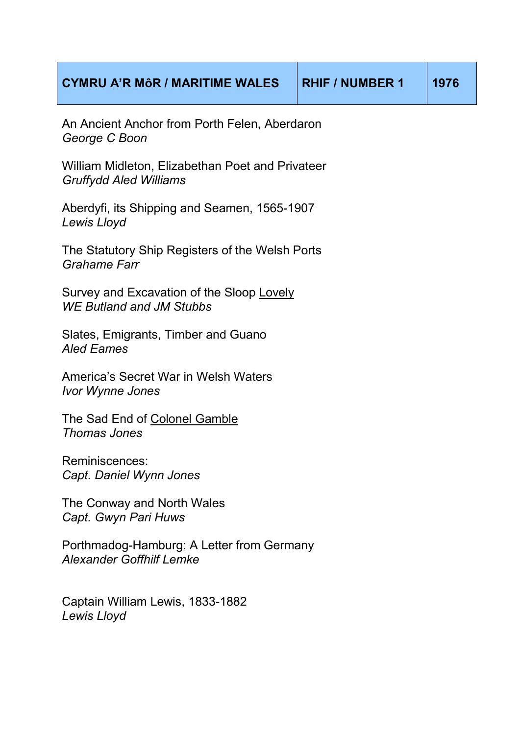| CYMRU A'R MôR / MARITIME WALES | RHIF / NUMBER 1 | 1976 |
| --- | --- | --- |

An Ancient Anchor from Porth Felen, Aberdaron
*George C Boon*

William Midleton, Elizabethan Poet and Privateer
*Gruffydd Aled Williams*

Aberdyfi, its Shipping and Seamen, 1565-1907
*Lewis Lloyd*

The Statutory Ship Registers of the Welsh Ports
*Grahame Farr*

Survey and Excavation of the Sloop Lovely
*WE Butland and JM Stubbs*

Slates, Emigrants, Timber and Guano
*Aled Eames*

America's Secret War in Welsh Waters
*Ivor Wynne Jones*

The Sad End of Colonel Gamble
*Thomas Jones*

Reminiscences:
*Capt. Daniel Wynn Jones*

The Conway and North Wales
*Capt. Gwyn Pari Huws*

Porthmadog-Hamburg: A Letter from Germany
*Alexander Goffhilf Lemke*

Captain William Lewis, 1833-1882
*Lewis Lloyd*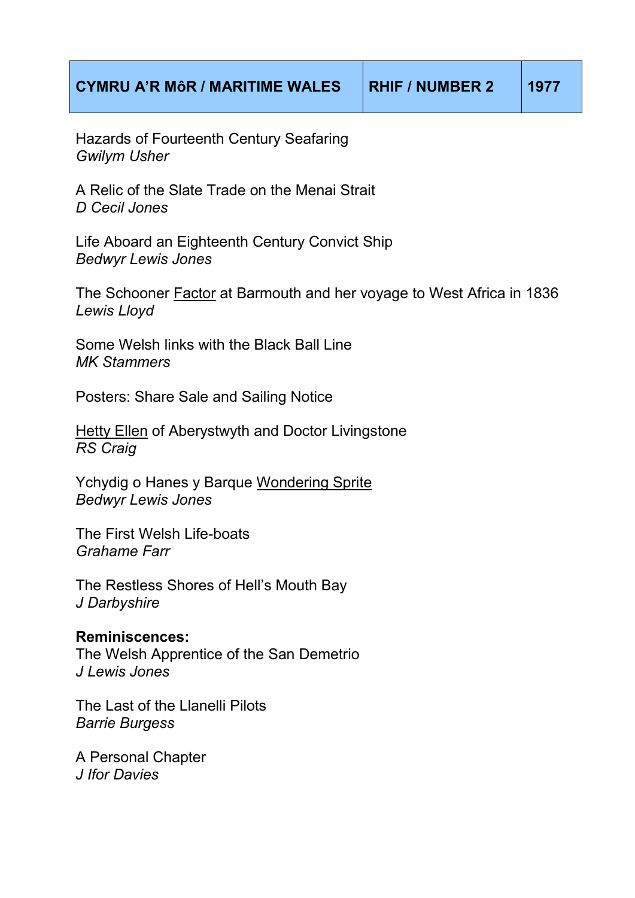| CYMRU A'R MôR / MARITIME WALES | RHIF / NUMBER 2 | 1977 |
| --- | --- | --- |

Hazards of Fourteenth Century Seafaring
*Gwilym Usher*

A Relic of the Slate Trade on the Menai Strait
*D Cecil Jones*

Life Aboard an Eighteenth Century Convict Ship
*Bedwyr Lewis Jones*

The Schooner <u>Factor</u> at Barmouth and her voyage to West Africa in 1836
*Lewis Lloyd*

Some Welsh links with the Black Ball Line
*MK Stammers*

Posters: Share Sale and Sailing Notice

<u>Hetty Ellen</u> of Aberystwyth and Doctor Livingstone
*RS Craig*

Ychydig o Hanes y Barque <u>Wondering Sprite</u>
*Bedwyr Lewis Jones*

The First Welsh Life-boats
*Grahame Farr*

The Restless Shores of Hell's Mouth Bay
*J Darbyshire*

**Reminiscences:**
The Welsh Apprentice of the San Demetrio
*J Lewis Jones*

The Last of the Llanelli Pilots
*Barrie Burgess*

A Personal Chapter
*J Ifor Davies*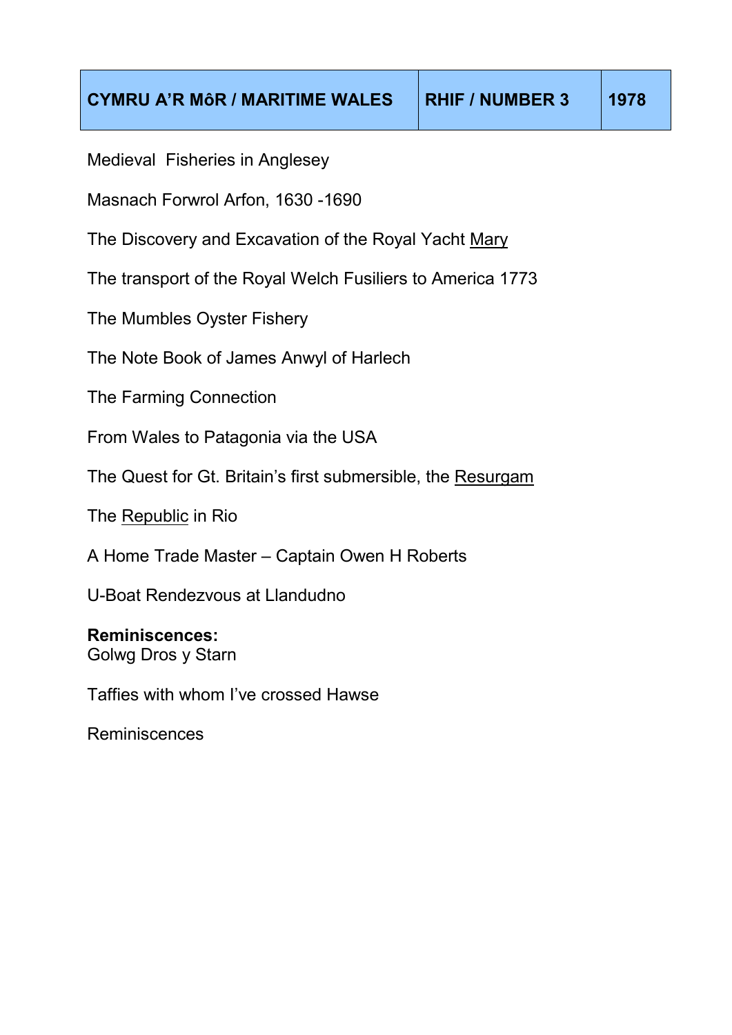| CYMRU A'R MôR / MARITIME WALES | RHIF / NUMBER 3 | 1978 |
|---|---|---|

Medieval Fisheries in Anglesey

Masnach Forwrol Arfon, 1630 -1690

The Discovery and Excavation of the Royal Yacht Mary

The transport of the Royal Welch Fusiliers to America 1773

The Mumbles Oyster Fishery

The Note Book of James Anwyl of Harlech

The Farming Connection

From Wales to Patagonia via the USA

The Quest for Gt. Britain's first submersible, the Resurgam

The Republic in Rio

A Home Trade Master – Captain Owen H Roberts

U-Boat Rendezvous at Llandudno

**Reminiscences:**
Golwg Dros y Starn

Taffies with whom I've crossed Hawse

Reminiscences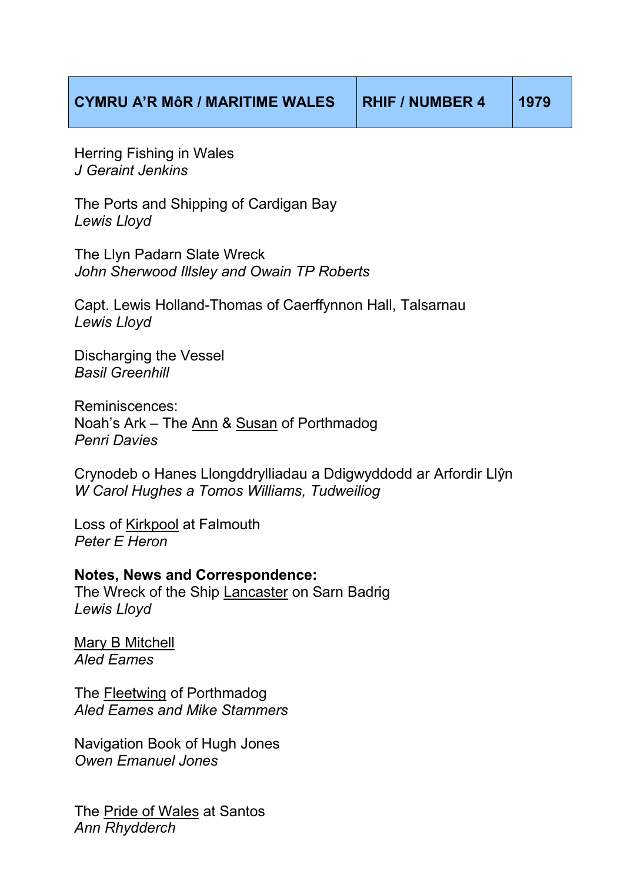| CYMRU A'R MôR / MARITIME WALES | RHIF / NUMBER 4 | 1979 |
| --- | --- | --- |

Herring Fishing in Wales
*J Geraint Jenkins*

The Ports and Shipping of Cardigan Bay
*Lewis Lloyd*

The Llyn Padarn Slate Wreck
*John Sherwood Illsley and Owain TP Roberts*

Capt. Lewis Holland-Thomas of Caerffynnon Hall, Talsarnau
*Lewis Lloyd*

Discharging the Vessel
*Basil Greenhill*

Reminiscences:
Noah's Ark – The Ann & Susan of Porthmadog
*Penri Davies*

Crynodeb o Hanes Llongddrylliadau a Ddigwyddodd ar Arfordir Llŷn
*W Carol Hughes a Tomos Williams, Tudweiliog*

Loss of Kirkpool at Falmouth
*Peter E Heron*

**Notes, News and Correspondence:**
The Wreck of the Ship Lancaster on Sarn Badrig
*Lewis Lloyd*

Mary B Mitchell
*Aled Eames*

The Fleetwing of Porthmadog
*Aled Eames and Mike Stammers*

Navigation Book of Hugh Jones
*Owen Emanuel Jones*

The Pride of Wales at Santos
*Ann Rhydderch*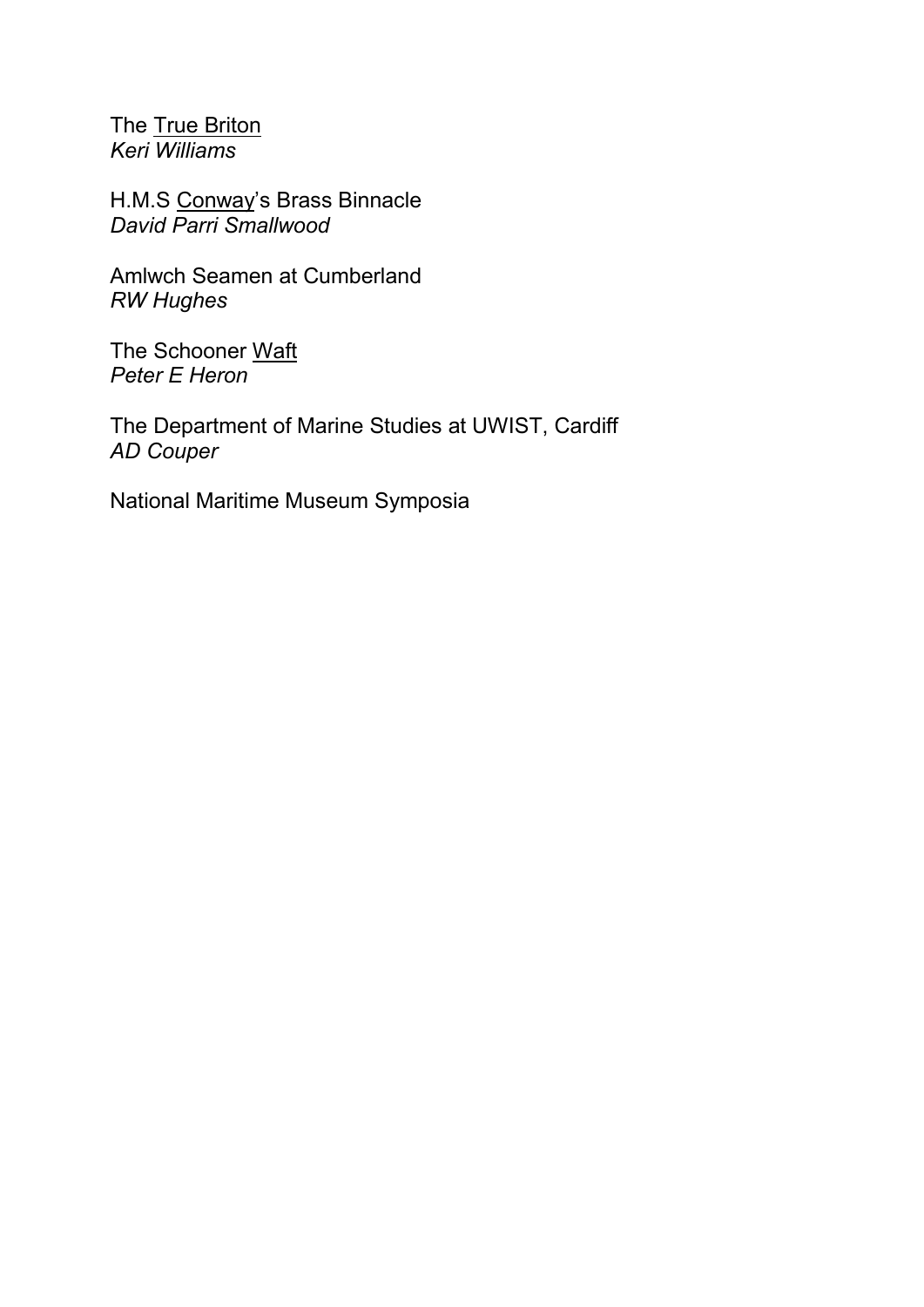The <u>True Briton</u>  
*Keri Williams*

H.M.S <u>Conway</u>'s Brass Binnacle  
*David Parri Smallwood*

Amlwch Seamen at Cumberland  
*RW Hughes*

The Schooner <u>Waft</u>  
*Peter E Heron*

The Department of Marine Studies at UWIST, Cardiff  
*AD Couper*

National Maritime Museum Symposia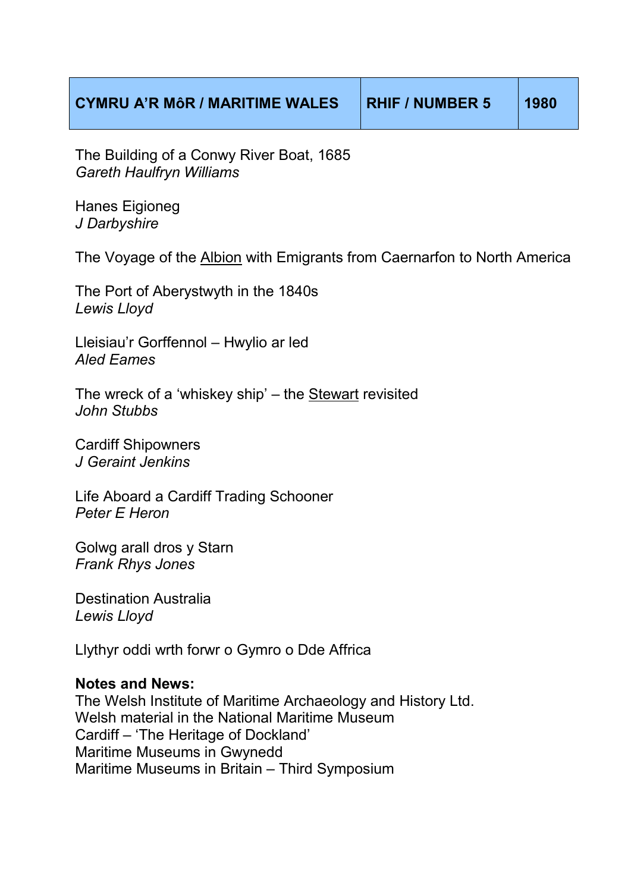| CYMRU A'R MôR / MARITIME WALES | RHIF / NUMBER 5 | 1980 |
| --- | --- | --- |

The Building of a Conwy River Boat, 1685
*Gareth Haulfryn Williams*

Hanes Eigioneg
*J Darbyshire*

The Voyage of the Albion with Emigrants from Caernarfon to North America

The Port of Aberystwyth in the 1840s
*Lewis Lloyd*

Lleisiau'r Gorffennol – Hwylio ar led
*Aled Eames*

The wreck of a 'whiskey ship' – the Stewart revisited
*John Stubbs*

Cardiff Shipowners
*J Geraint Jenkins*

Life Aboard a Cardiff Trading Schooner
*Peter E Heron*

Golwg arall dros y Starn
*Frank Rhys Jones*

Destination Australia
*Lewis Lloyd*

Llythyr oddi wrth forwr o Gymro o Dde Affrica

**Notes and News:**
The Welsh Institute of Maritime Archaeology and History Ltd.
Welsh material in the National Maritime Museum
Cardiff – 'The Heritage of Dockland'
Maritime Museums in Gwynedd
Maritime Museums in Britain – Third Symposium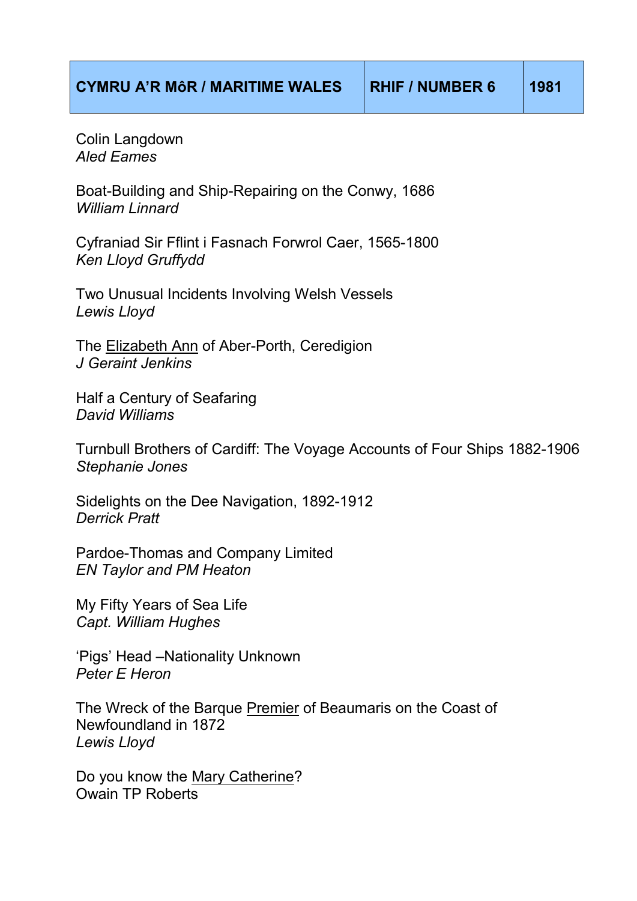| CYMRU A'R MôR / MARITIME WALES | RHIF / NUMBER 6 | 1981 |
| --- | --- | --- |

Colin Langdown
*Aled Eames*

Boat-Building and Ship-Repairing on the Conwy, 1686
*William Linnard*

Cyfraniad Sir Fflint i Fasnach Forwrol Caer, 1565-1800
*Ken Lloyd Gruffydd*

Two Unusual Incidents Involving Welsh Vessels
*Lewis Lloyd*

The <u>Elizabeth Ann</u> of Aber-Porth, Ceredigion
*J Geraint Jenkins*

Half a Century of Seafaring
*David Williams*

Turnbull Brothers of Cardiff: The Voyage Accounts of Four Ships 1882-1906
*Stephanie Jones*

Sidelights on the Dee Navigation, 1892-1912
*Derrick Pratt*

Pardoe-Thomas and Company Limited
*EN Taylor and PM Heaton*

My Fifty Years of Sea Life
*Capt. William Hughes*

'Pigs' Head –Nationality Unknown
*Peter E Heron*

The Wreck of the Barque <u>Premier</u> of Beaumaris on the Coast of Newfoundland in 1872
*Lewis Lloyd*

Do you know the <u>Mary Catherine</u>?
Owain TP Roberts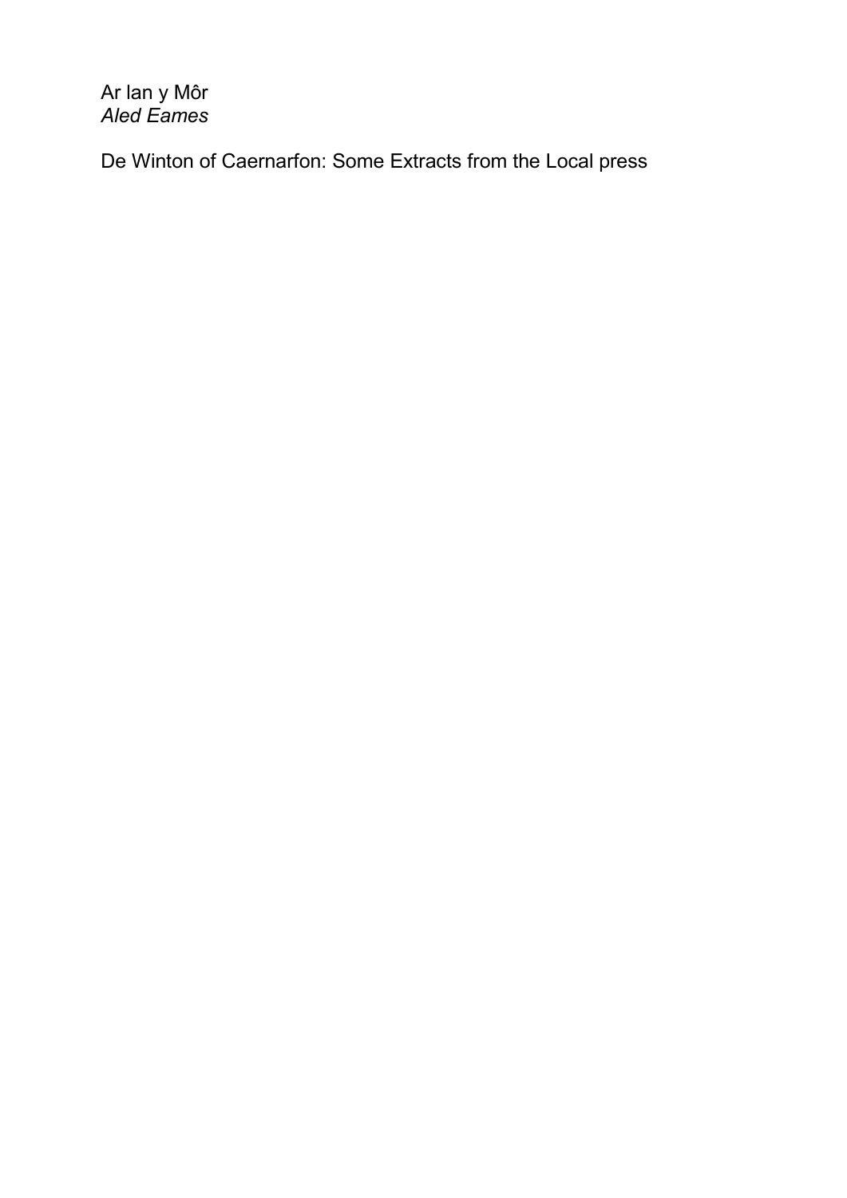Ar lan y Môr
*Aled Eames*

De Winton of Caernarfon: Some Extracts from the Local press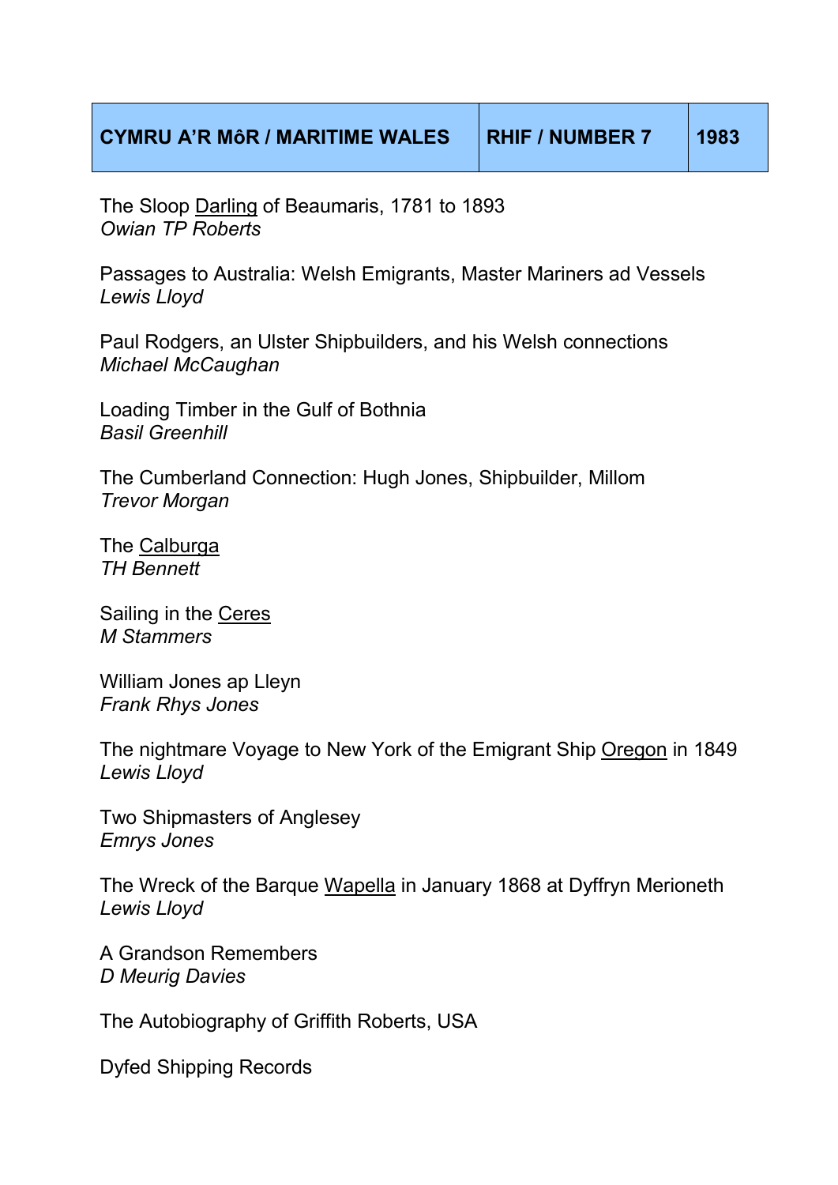| CYMRU A'R MôR / MARITIME WALES | RHIF / NUMBER 7 | 1983 |
|---|---|---|

The Sloop Darling of Beaumaris, 1781 to 1893
*Owian TP Roberts*

Passages to Australia: Welsh Emigrants, Master Mariners ad Vessels
*Lewis Lloyd*

Paul Rodgers, an Ulster Shipbuilders, and his Welsh connections
*Michael McCaughan*

Loading Timber in the Gulf of Bothnia
*Basil Greenhill*

The Cumberland Connection: Hugh Jones, Shipbuilder, Millom
*Trevor Morgan*

The Calburga
*TH Bennett*

Sailing in the Ceres
*M Stammers*

William Jones ap Lleyn
*Frank Rhys Jones*

The nightmare Voyage to New York of the Emigrant Ship Oregon in 1849
*Lewis Lloyd*

Two Shipmasters of Anglesey
*Emrys Jones*

The Wreck of the Barque Wapella in January 1868 at Dyffryn Merioneth
*Lewis Lloyd*

A Grandson Remembers
*D Meurig Davies*

The Autobiography of Griffith Roberts, USA

Dyfed Shipping Records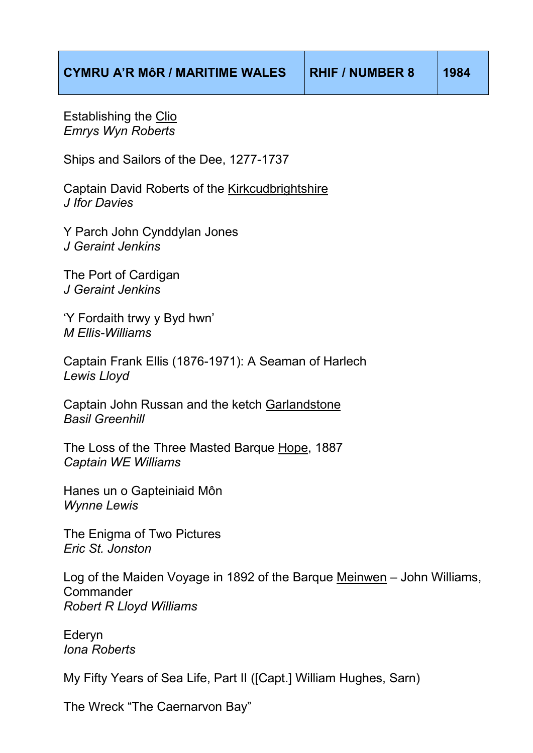| CYMRU A'R MôR / MARITIME WALES | RHIF / NUMBER 8 | 1984 |
| --- | --- | --- |

Establishing the Clio
*Emrys Wyn Roberts*

Ships and Sailors of the Dee, 1277-1737

Captain David Roberts of the Kirkcudbrightshire
*J Ifor Davies*

Y Parch John Cynddylan Jones
*J Geraint Jenkins*

The Port of Cardigan
*J Geraint Jenkins*

'Y Fordaith trwy y Byd hwn'
*M Ellis-Williams*

Captain Frank Ellis (1876-1971): A Seaman of Harlech
*Lewis Lloyd*

Captain John Russan and the ketch Garlandstone
*Basil Greenhill*

The Loss of the Three Masted Barque Hope, 1887
*Captain WE Williams*

Hanes un o Gapteiniaid Môn
*Wynne Lewis*

The Enigma of Two Pictures
*Eric St. Jonston*

Log of the Maiden Voyage in 1892 of the Barque Meinwen – John Williams, Commander
*Robert R Lloyd Williams*

Ederyn
*Iona Roberts*

My Fifty Years of Sea Life, Part II ([Capt.] William Hughes, Sarn)

The Wreck "The Caernarvon Bay"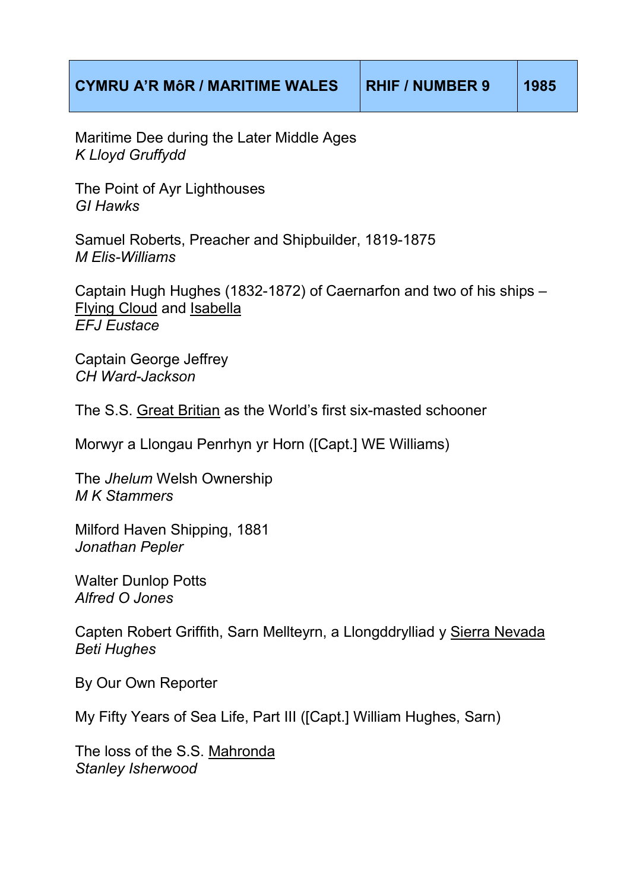| CYMRU A'R MôR / MARITIME WALES | RHIF / NUMBER 9 | 1985 |
| --- | --- | --- |

Maritime Dee during the Later Middle Ages
*K Lloyd Gruffydd*

The Point of Ayr Lighthouses
*GI Hawks*

Samuel Roberts, Preacher and Shipbuilder, 1819-1875
*M Elis-Williams*

Captain Hugh Hughes (1832-1872) of Caernarfon and two of his ships – <u>Flying Cloud</u> and <u>Isabella</u>
*EFJ Eustace*

Captain George Jeffrey
*CH Ward-Jackson*

The S.S. <u>Great Britian</u> as the World's first six-masted schooner

Morwyr a Llongau Penrhyn yr Horn ([Capt.] WE Williams)

The *Jhelum* Welsh Ownership
*M K Stammers*

Milford Haven Shipping, 1881
*Jonathan Pepler*

Walter Dunlop Potts
*Alfred O Jones*

Capten Robert Griffith, Sarn Mellteyrn, a Llongddrylliad y <u>Sierra Nevada</u>
*Beti Hughes*

By Our Own Reporter

My Fifty Years of Sea Life, Part III ([Capt.] William Hughes, Sarn)

The loss of the S.S. <u>Mahronda</u>
*Stanley Isherwood*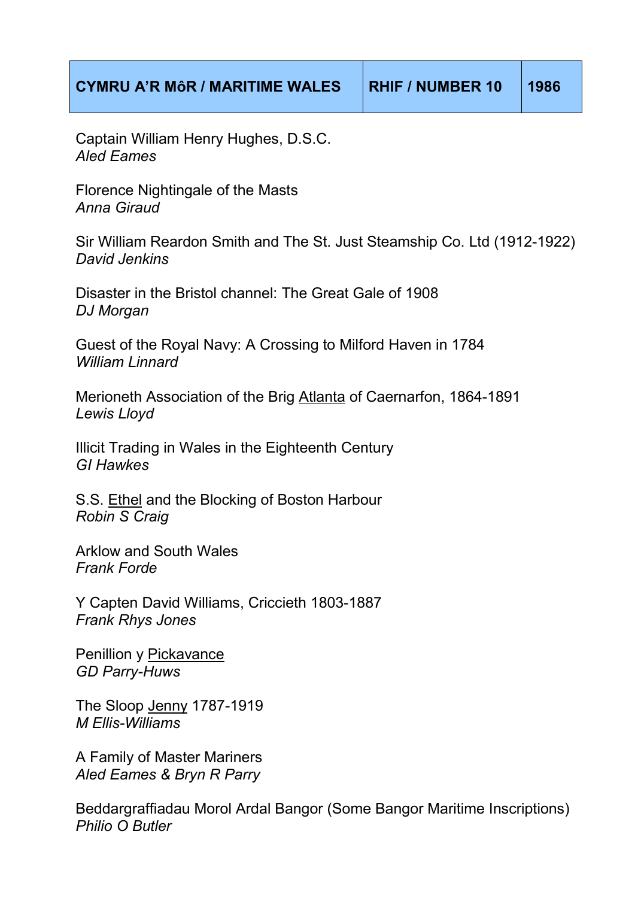| CYMRU A'R MôR / MARITIME WALES | RHIF / NUMBER 10 | 1986 |
| --- | --- | --- |

Captain William Henry Hughes, D.S.C.
*Aled Eames*

Florence Nightingale of the Masts
*Anna Giraud*

Sir William Reardon Smith and The St. Just Steamship Co. Ltd (1912-1922)
*David Jenkins*

Disaster in the Bristol channel: The Great Gale of 1908
*DJ Morgan*

Guest of the Royal Navy: A Crossing to Milford Haven in 1784
*William Linnard*

Merioneth Association of the Brig Atlanta of Caernarfon, 1864-1891
*Lewis Lloyd*

Illicit Trading in Wales in the Eighteenth Century
*GI Hawkes*

S.S. Ethel and the Blocking of Boston Harbour
*Robin S Craig*

Arklow and South Wales
*Frank Forde*

Y Capten David Williams, Criccieth 1803-1887
*Frank Rhys Jones*

Penillion y Pickavance
*GD Parry-Huws*

The Sloop Jenny 1787-1919
*M Ellis-Williams*

A Family of Master Mariners
*Aled Eames & Bryn R Parry*

Beddargraffiadau Morol Ardal Bangor (Some Bangor Maritime Inscriptions)
*Philio O Butler*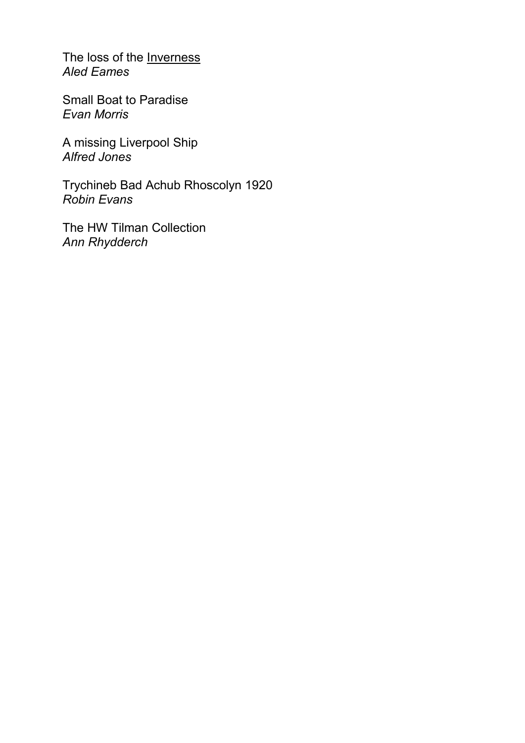The loss of the <u>Inverness</u>
*Aled Eames*

Small Boat to Paradise
*Evan Morris*

A missing Liverpool Ship
*Alfred Jones*

Trychineb Bad Achub Rhoscolyn 1920
*Robin Evans*

The HW Tilman Collection
*Ann Rhydderch*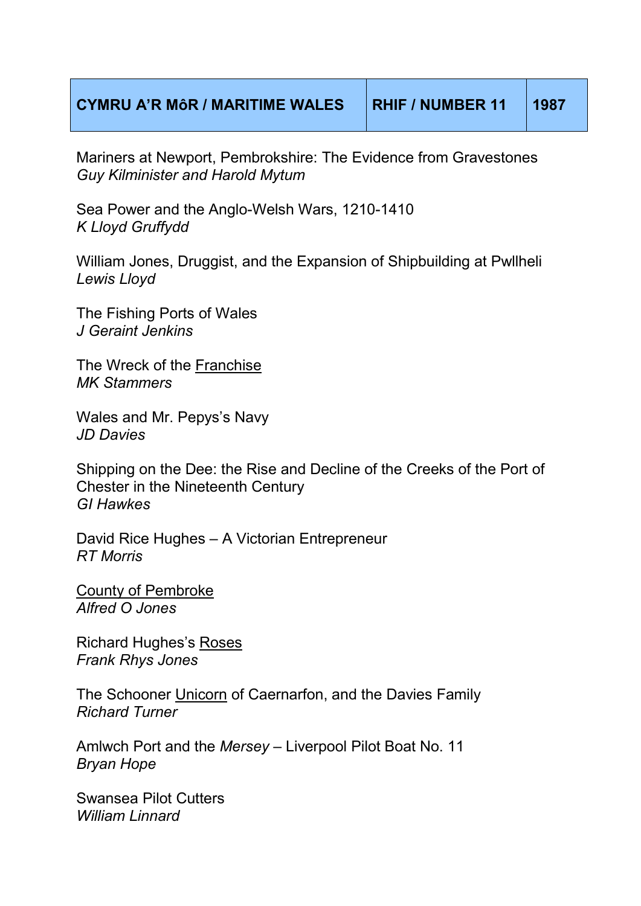| CYMRU A'R MôR / MARITIME WALES | RHIF / NUMBER 11 | 1987 |
| --- | --- | --- |

Mariners at Newport, Pembrokeshire: The Evidence from Gravestones
*Guy Kilminister and Harold Mytum*

Sea Power and the Anglo-Welsh Wars, 1210-1410
*K Lloyd Gruffydd*

William Jones, Druggist, and the Expansion of Shipbuilding at Pwllheli
*Lewis Lloyd*

The Fishing Ports of Wales
*J Geraint Jenkins*

The Wreck of the <u>Franchise</u>
*MK Stammers*

Wales and Mr. Pepys's Navy
*JD Davies*

Shipping on the Dee: the Rise and Decline of the Creeks of the Port of Chester in the Nineteenth Century
*GI Hawkes*

David Rice Hughes – A Victorian Entrepreneur
*RT Morris*

<u>County of Pembroke</u>
*Alfred O Jones*

Richard Hughes's <u>Roses</u>
*Frank Rhys Jones*

The Schooner <u>Unicorn</u> of Caernarfon, and the Davies Family
*Richard Turner*

Amlwch Port and the *Mersey* – Liverpool Pilot Boat No. 11
*Bryan Hope*

Swansea Pilot Cutters
*William Linnard*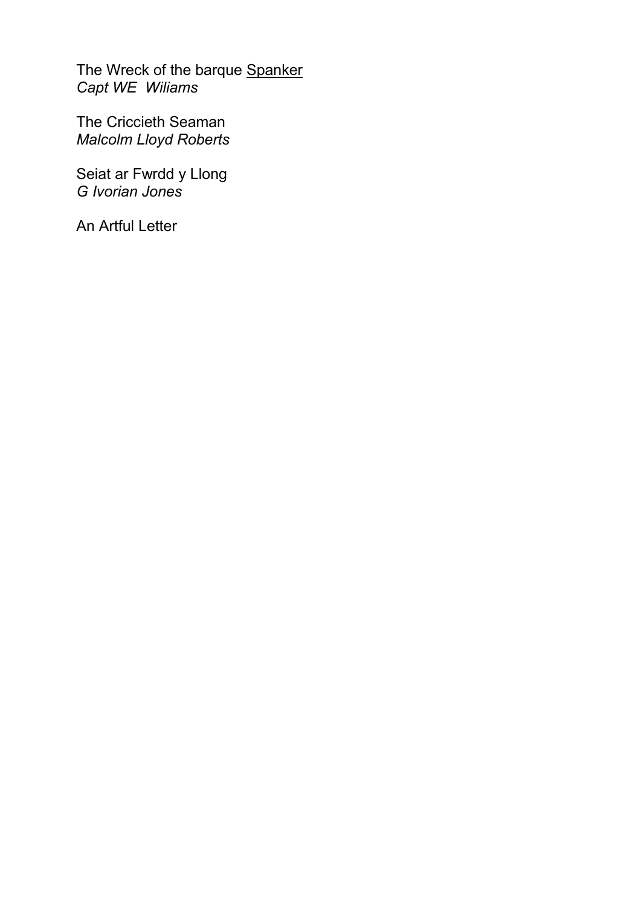The Wreck of the barque Spanker
*Capt WE  Wiliams*

The Criccieth Seaman
*Malcolm Lloyd Roberts*

Seiat ar Fwrdd y Llong
*G Ivorian Jones*

An Artful Letter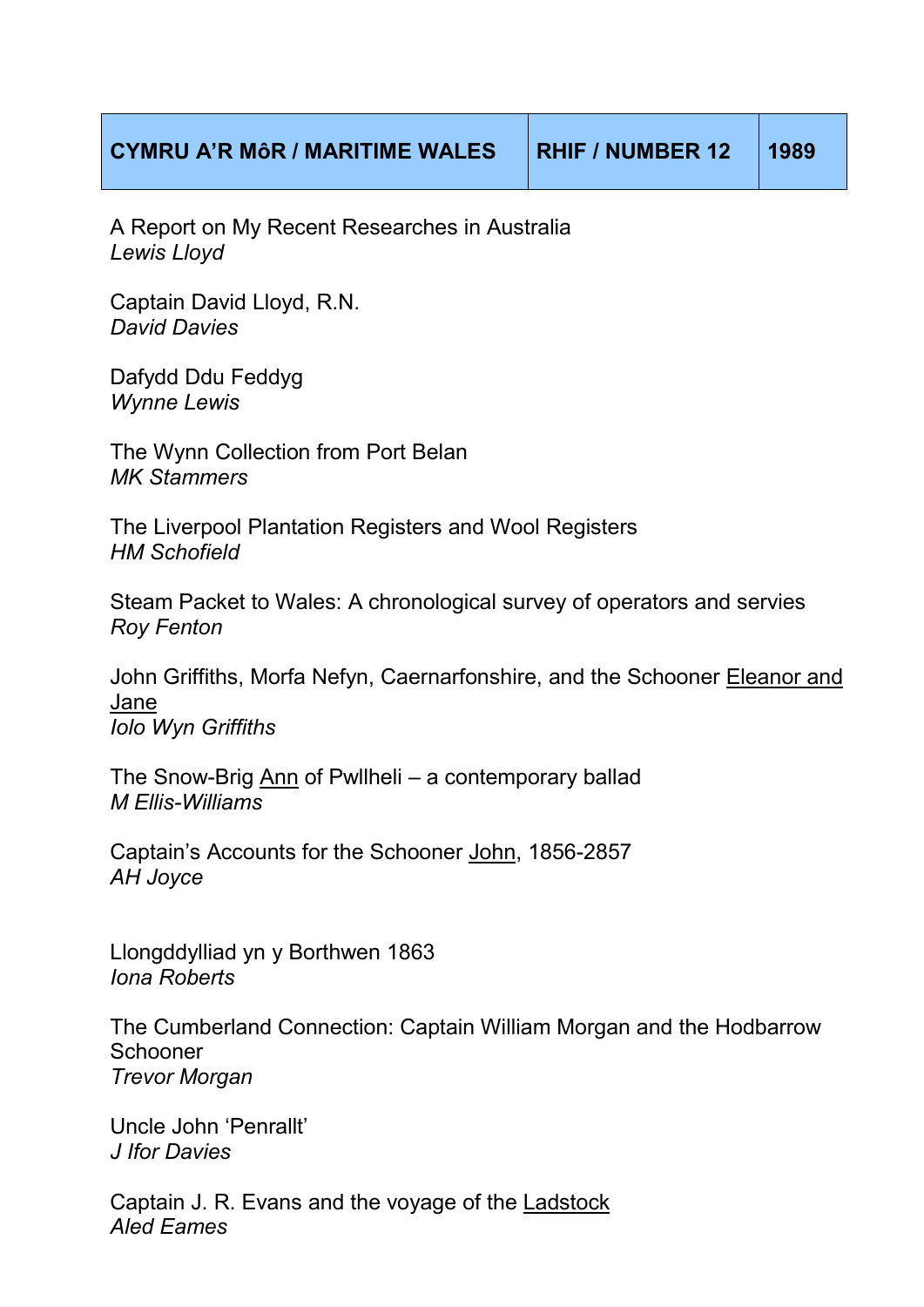| CYMRU A'R MôR / MARITIME WALES | RHIF / NUMBER 12 | 1989 |
| --- | --- | --- |

A Report on My Recent Researches in Australia
*Lewis Lloyd*

Captain David Lloyd, R.N.
*David Davies*

Dafydd Ddu Feddyg
*Wynne Lewis*

The Wynn Collection from Port Belan
*MK Stammers*

The Liverpool Plantation Registers and Wool Registers
*HM Schofield*

Steam Packet to Wales: A chronological survey of operators and servies
*Roy Fenton*

John Griffiths, Morfa Nefyn, Caernarfonshire, and the Schooner <u>Eleanor and Jane</u>
*Iolo Wyn Griffiths*

The Snow-Brig <u>Ann</u> of Pwllheli – a contemporary ballad
*M Ellis-Williams*

Captain's Accounts for the Schooner <u>John</u>, 1856-2857
*AH Joyce*

Llongddylliad yn y Borthwen 1863
*Iona Roberts*

The Cumberland Connection: Captain William Morgan and the Hodbarrow Schooner
*Trevor Morgan*

Uncle John 'Penrallt'
*J Ifor Davies*

Captain J. R. Evans and the voyage of the <u>Ladstock</u>
*Aled Eames*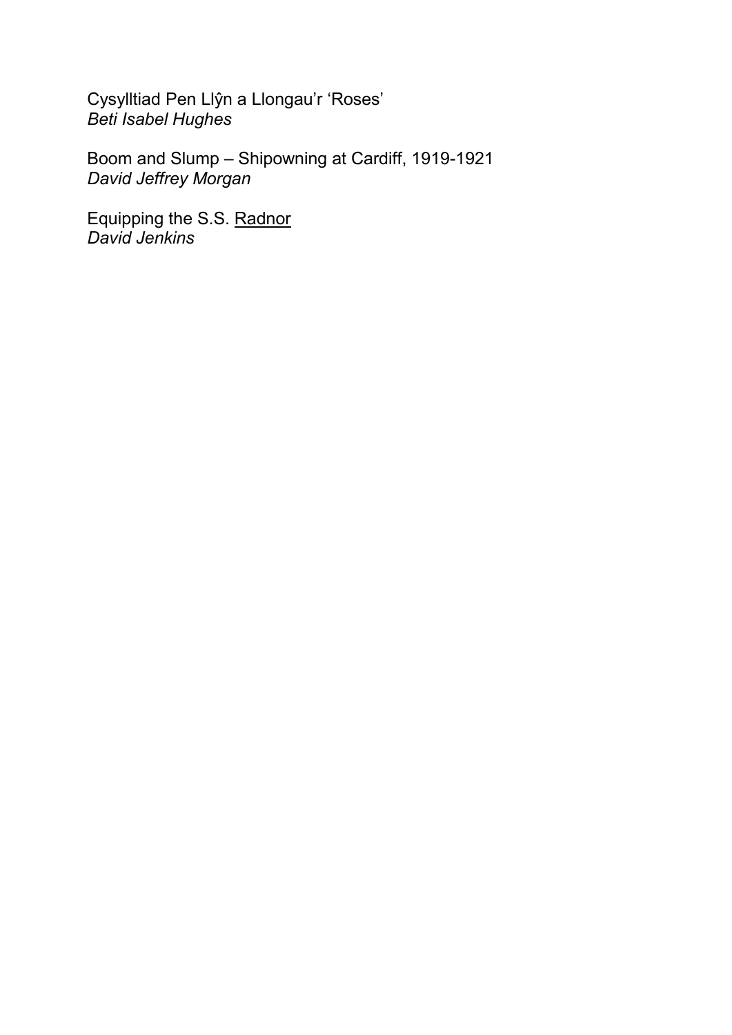Cysylltiad Pen Llŷn a Llongau'r 'Roses'
*Beti Isabel Hughes*

Boom and Slump – Shipowning at Cardiff, 1919-1921
*David Jeffrey Morgan*

Equipping the S.S. <u>Radnor</u>
*David Jenkins*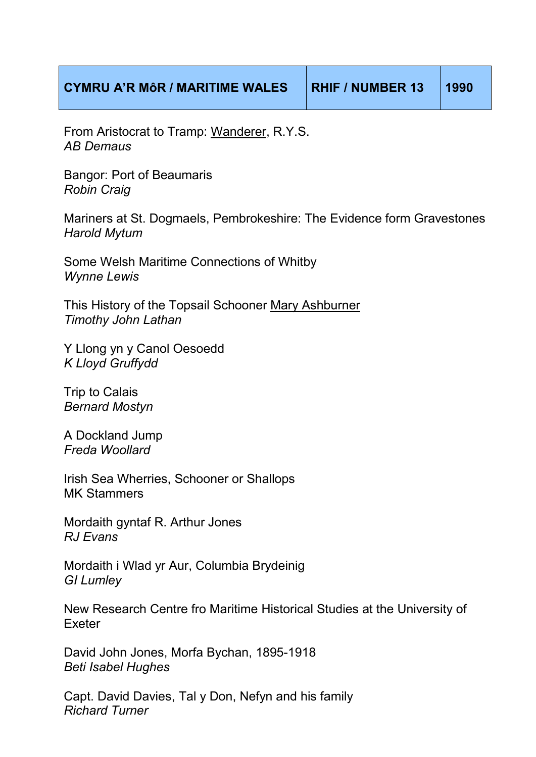| CYMRU A'R MôR / MARITIME WALES | RHIF / NUMBER 13 | 1990 |
|---|---|---|

From Aristocrat to Tramp: <u>Wanderer</u>, R.Y.S.
*AB Demaus*

Bangor: Port of Beaumaris
*Robin Craig*

Mariners at St. Dogmaels, Pembrokeshire: The Evidence form Gravestones
*Harold Mytum*

Some Welsh Maritime Connections of Whitby
*Wynne Lewis*

This History of the Topsail Schooner <u>Mary Ashburner</u>
*Timothy John Lathan*

Y Llong yn y Canol Oesoedd
*K Lloyd Gruffydd*

Trip to Calais
*Bernard Mostyn*

A Dockland Jump
*Freda Woollard*

Irish Sea Wherries, Schooner or Shallops
MK Stammers

Mordaith gyntaf R. Arthur Jones
*RJ Evans*

Mordaith i Wlad yr Aur, Columbia Brydeinig
*GI Lumley*

New Research Centre fro Maritime Historical Studies at the University of Exeter

David John Jones, Morfa Bychan, 1895-1918
*Beti Isabel Hughes*

Capt. David Davies, Tal y Don, Nefyn and his family
*Richard Turner*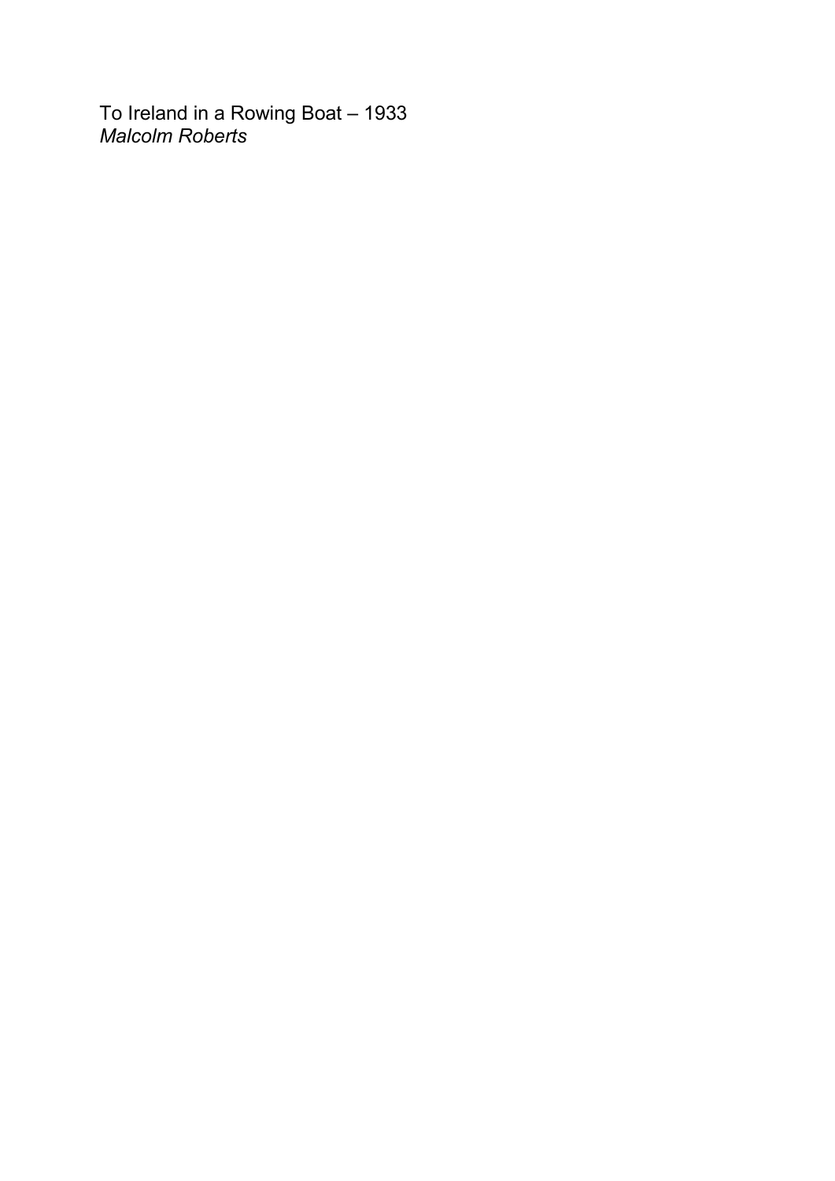To Ireland in a Rowing Boat – 1933
*Malcolm Roberts*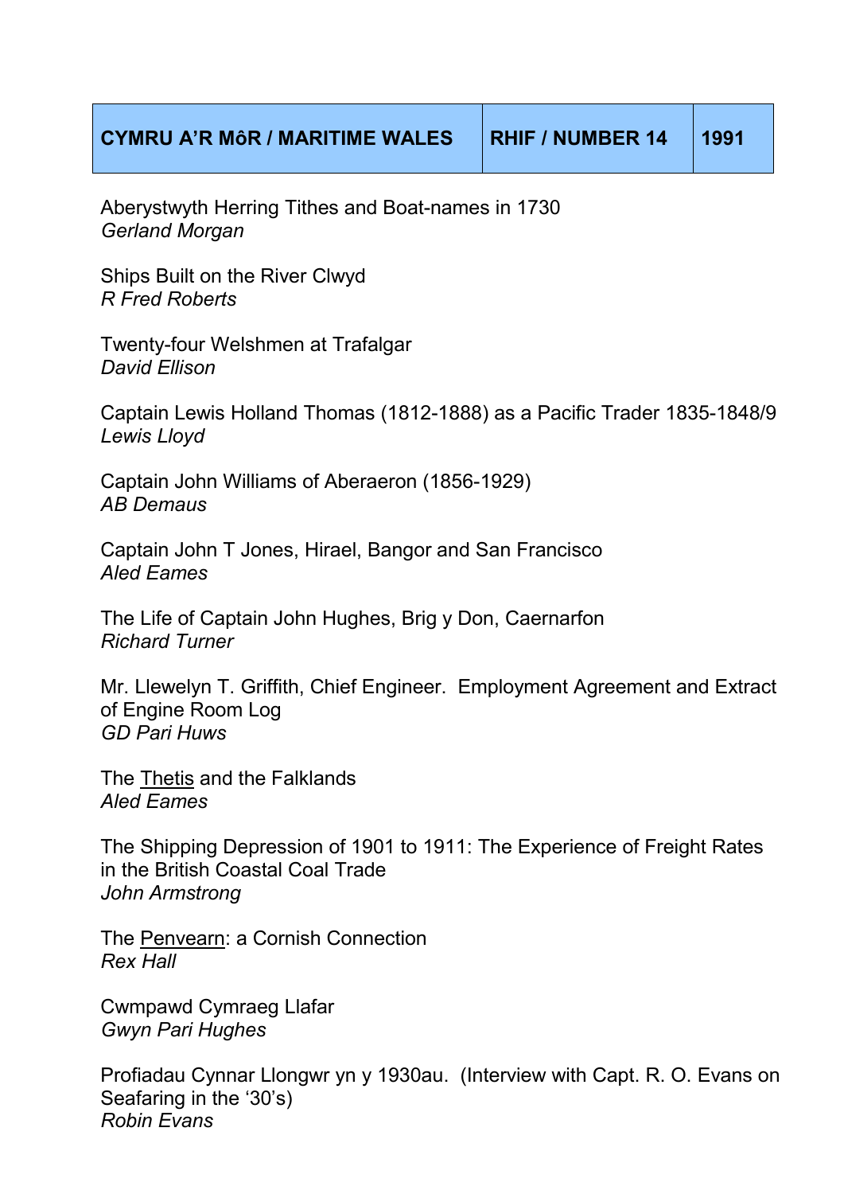| CYMRU A'R MôR / MARITIME WALES | RHIF / NUMBER 14 | 1991 |
| --- | --- | --- |

Aberystwyth Herring Tithes and Boat-names in 1730
*Gerland Morgan*

Ships Built on the River Clwyd
*R Fred Roberts*

Twenty-four Welshmen at Trafalgar
*David Ellison*

Captain Lewis Holland Thomas (1812-1888) as a Pacific Trader 1835-1848/9
*Lewis Lloyd*

Captain John Williams of Aberaeron (1856-1929)
*AB Demaus*

Captain John T Jones, Hirael, Bangor and San Francisco
*Aled Eames*

The Life of Captain John Hughes, Brig y Don, Caernarfon
*Richard Turner*

Mr. Llewelyn T. Griffith, Chief Engineer. Employment Agreement and Extract of Engine Room Log
*GD Pari Huws*

The Thetis and the Falklands
*Aled Eames*

The Shipping Depression of 1901 to 1911: The Experience of Freight Rates in the British Coastal Coal Trade
*John Armstrong*

The Penvearn: a Cornish Connection
*Rex Hall*

Cwmpawd Cymraeg Llafar
*Gwyn Pari Hughes*

Profiadau Cynnar Llongwr yn y 1930au. (Interview with Capt. R. O. Evans on Seafaring in the '30's)
*Robin Evans*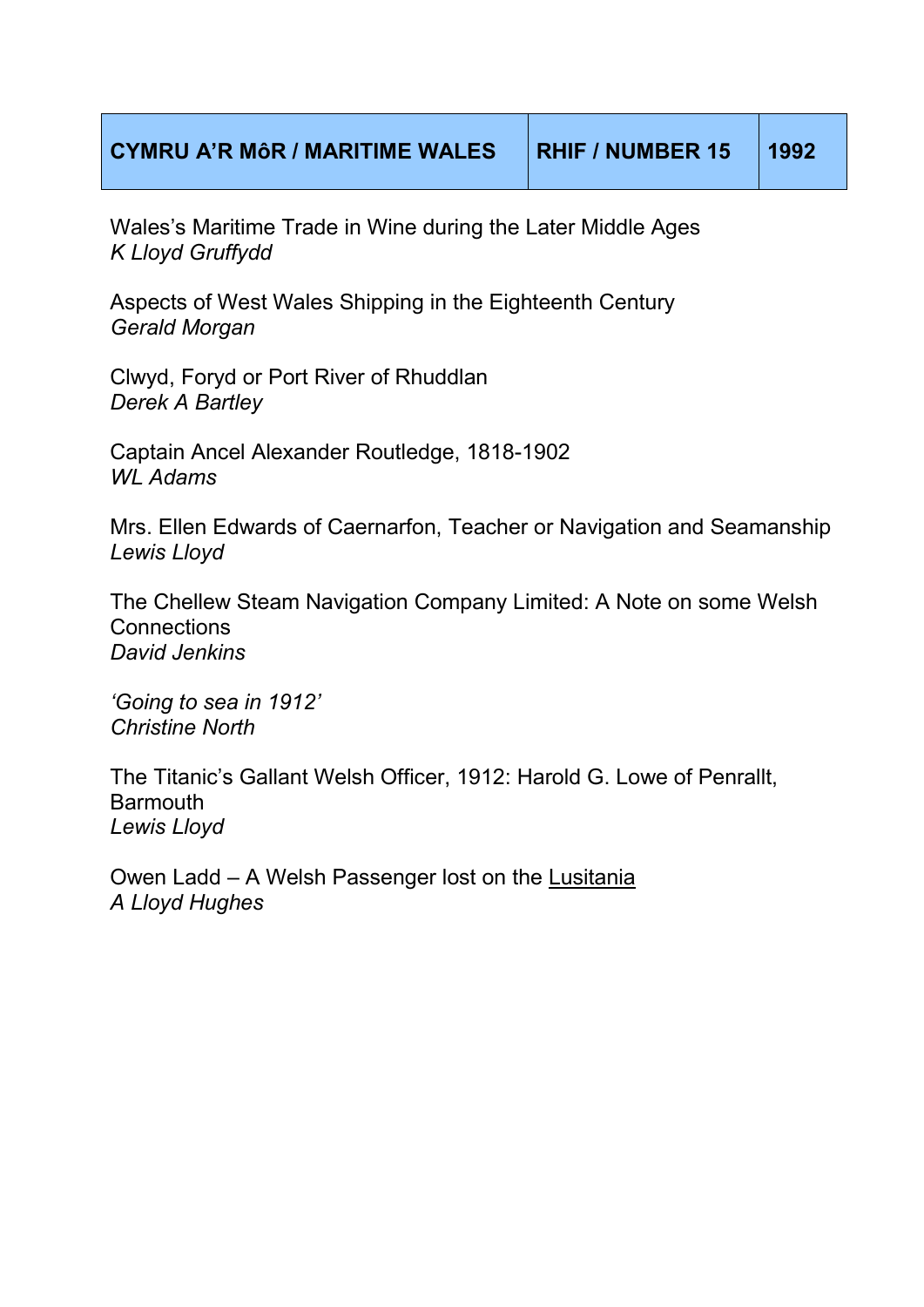| CYMRU A'R MôR / MARITIME WALES | RHIF / NUMBER 15 | 1992 |
| --- | --- | --- |

Wales's Maritime Trade in Wine during the Later Middle Ages
*K Lloyd Gruffydd*

Aspects of West Wales Shipping in the Eighteenth Century
*Gerald Morgan*

Clwyd, Foryd or Port River of Rhuddlan
*Derek A Bartley*

Captain Ancel Alexander Routledge, 1818-1902
*WL Adams*

Mrs. Ellen Edwards of Caernarfon, Teacher or Navigation and Seamanship
*Lewis Lloyd*

The Chellew Steam Navigation Company Limited: A Note on some Welsh Connections
*David Jenkins*

*'Going to sea in 1912'*
*Christine North*

The Titanic's Gallant Welsh Officer, 1912: Harold G. Lowe of Penrallt, Barmouth
*Lewis Lloyd*

Owen Ladd – A Welsh Passenger lost on the <u>Lusitania</u>
*A Lloyd Hughes*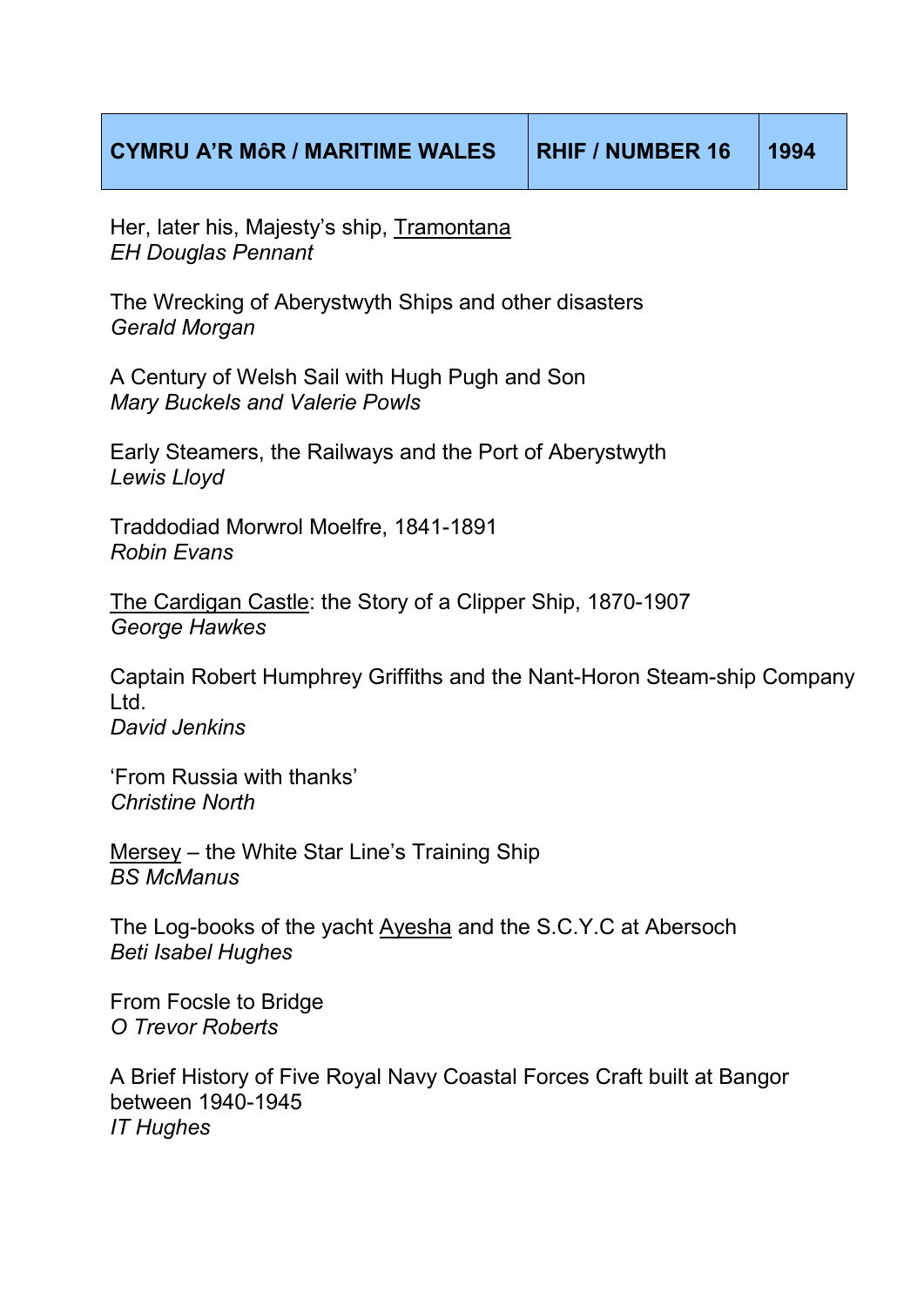| CYMRU A'R MôR / MARITIME WALES | RHIF / NUMBER 16 | 1994 |
| --- | --- | --- |

Her, later his, Majesty's ship, <u>Tramontana</u>
*EH Douglas Pennant*

The Wrecking of Aberystwyth Ships and other disasters
*Gerald Morgan*

A Century of Welsh Sail with Hugh Pugh and Son
*Mary Buckels and Valerie Powls*

Early Steamers, the Railways and the Port of Aberystwyth
*Lewis Lloyd*

Traddodiad Morwrol Moelfre, 1841-1891
*Robin Evans*

<u>The Cardigan Castle</u>: the Story of a Clipper Ship, 1870-1907
*George Hawkes*

Captain Robert Humphrey Griffiths and the Nant-Horon Steam-ship Company Ltd.
*David Jenkins*

'From Russia with thanks'
*Christine North*

<u>Mersey</u> – the White Star Line's Training Ship
*BS McManus*

The Log-books of the yacht <u>Ayesha</u> and the S.C.Y.C at Abersoch
*Beti Isabel Hughes*

From Focsle to Bridge
*O Trevor Roberts*

A Brief History of Five Royal Navy Coastal Forces Craft built at Bangor between 1940-1945
*IT Hughes*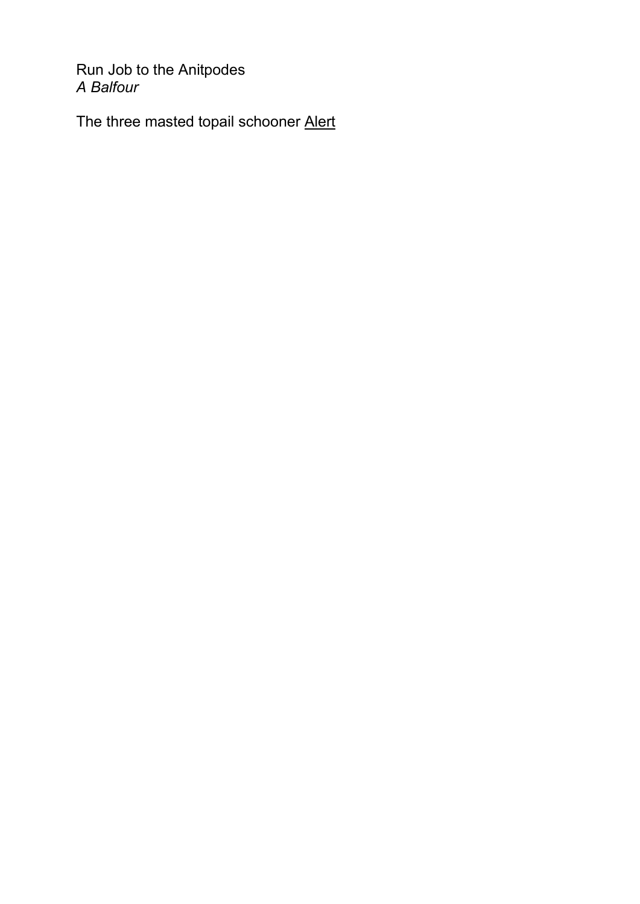Run Job to the Anitpodes
*A Balfour*

The three masted topail schooner Alert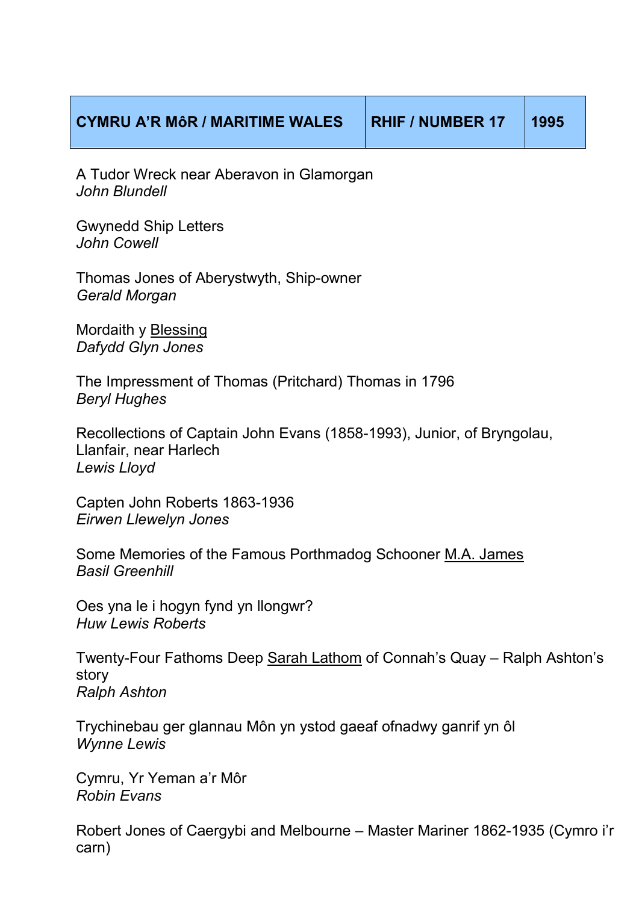| CYMRU A'R MôR / MARITIME WALES | RHIF / NUMBER 17 | 1995 |
| --- | --- | --- |

A Tudor Wreck near Aberavon in Glamorgan
*John Blundell*

Gwynedd Ship Letters
*John Cowell*

Thomas Jones of Aberystwyth, Ship-owner
*Gerald Morgan*

Mordaith y Blessing
*Dafydd Glyn Jones*

The Impressment of Thomas (Pritchard) Thomas in 1796
*Beryl Hughes*

Recollections of Captain John Evans (1858-1993), Junior, of Bryngolau, Llanfair, near Harlech
*Lewis Lloyd*

Capten John Roberts 1863-1936
*Eirwen Llewelyn Jones*

Some Memories of the Famous Porthmadog Schooner M.A. James
*Basil Greenhill*

Oes yna le i hogyn fynd yn llongwr?
*Huw Lewis Roberts*

Twenty-Four Fathoms Deep Sarah Lathom of Connah's Quay – Ralph Ashton's story
*Ralph Ashton*

Trychinebau ger glannau Môn yn ystod gaeaf ofnadwy ganrif yn ôl
*Wynne Lewis*

Cymru, Yr Yeman a'r Môr
*Robin Evans*

Robert Jones of Caergybi and Melbourne – Master Mariner 1862-1935 (Cymro i'r carn)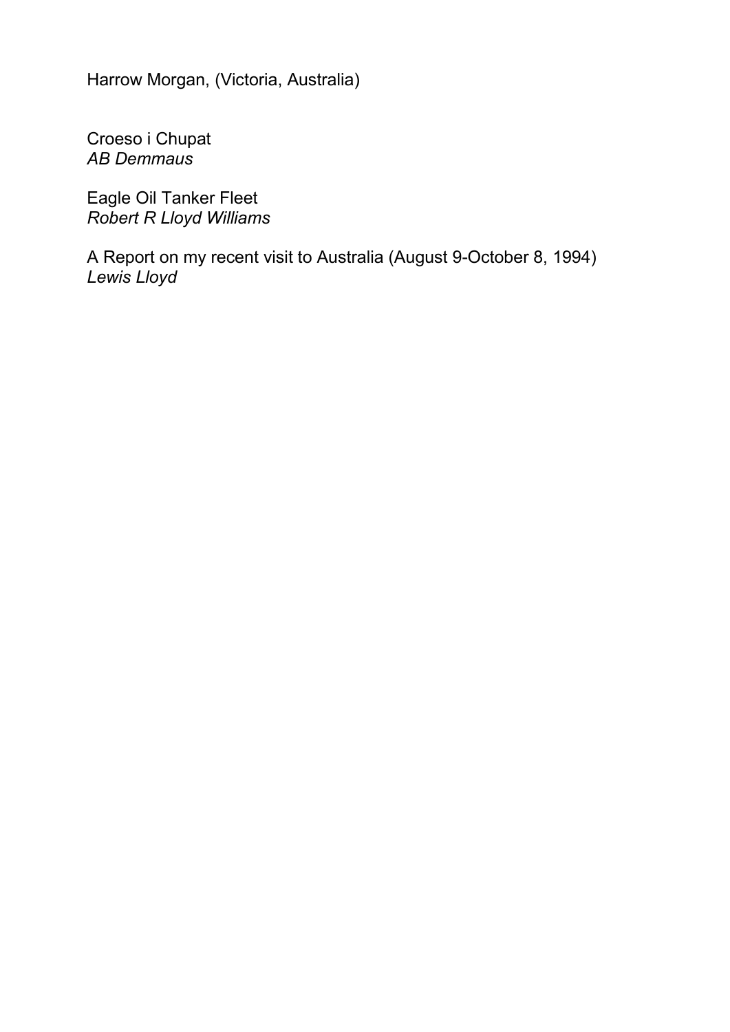Harrow Morgan, (Victoria, Australia)

Croeso i Chupat
*AB Demmaus*

Eagle Oil Tanker Fleet
*Robert R Lloyd Williams*

A Report on my recent visit to Australia (August 9-October 8, 1994)
*Lewis Lloyd*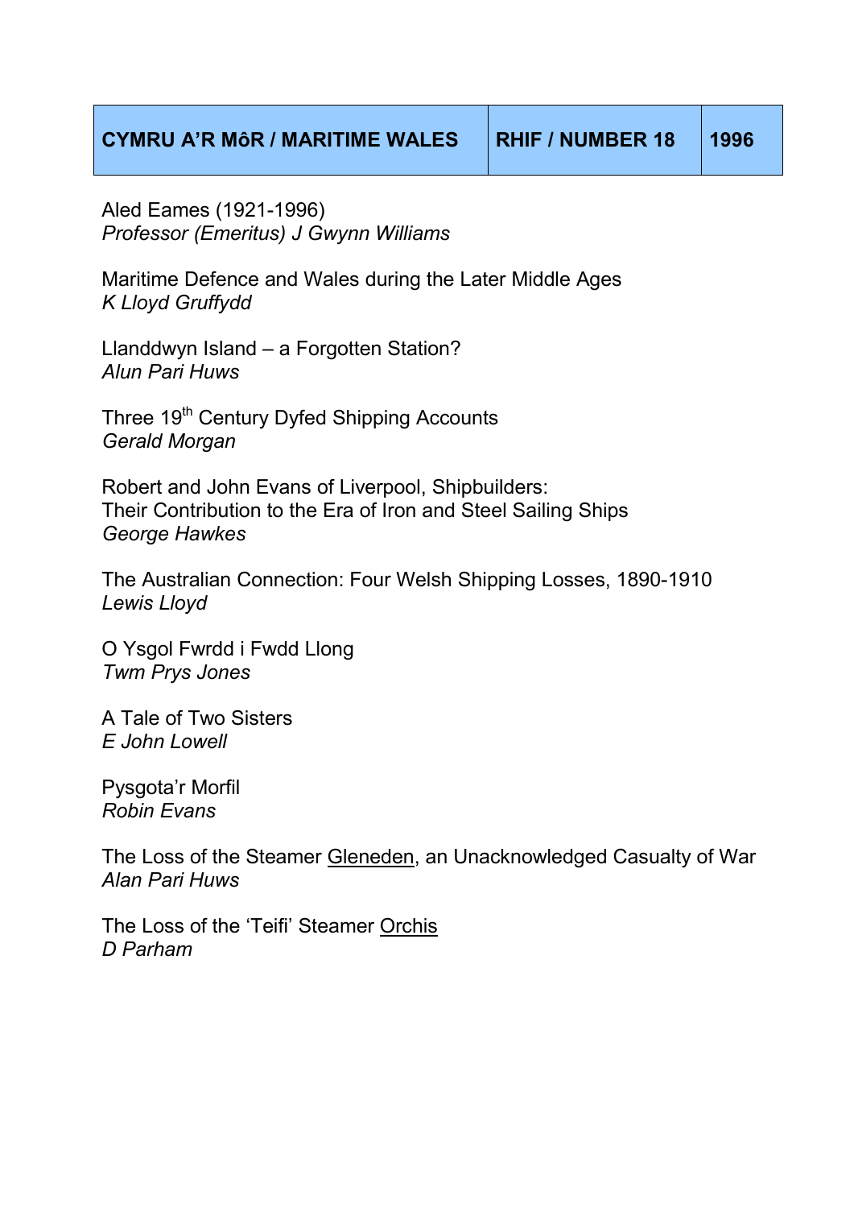| CYMRU A'R MôR / MARITIME WALES | RHIF / NUMBER 18 | 1996 |
| --- | --- | --- |

Aled Eames (1921-1996)
*Professor (Emeritus) J Gwynn Williams*

Maritime Defence and Wales during the Later Middle Ages
*K Lloyd Gruffydd*

Llanddwyn Island – a Forgotten Station?
*Alun Pari Huws*

Three 19th Century Dyfed Shipping Accounts
*Gerald Morgan*

Robert and John Evans of Liverpool, Shipbuilders:
Their Contribution to the Era of Iron and Steel Sailing Ships
*George Hawkes*

The Australian Connection: Four Welsh Shipping Losses, 1890-1910
*Lewis Lloyd*

O Ysgol Fwrdd i Fwdd Llong
*Twm Prys Jones*

A Tale of Two Sisters
*E John Lowell*

Pysgota'r Morfil
*Robin Evans*

The Loss of the Steamer Gleneden, an Unacknowledged Casualty of War
*Alan Pari Huws*

The Loss of the 'Teifi' Steamer Orchis
*D Parham*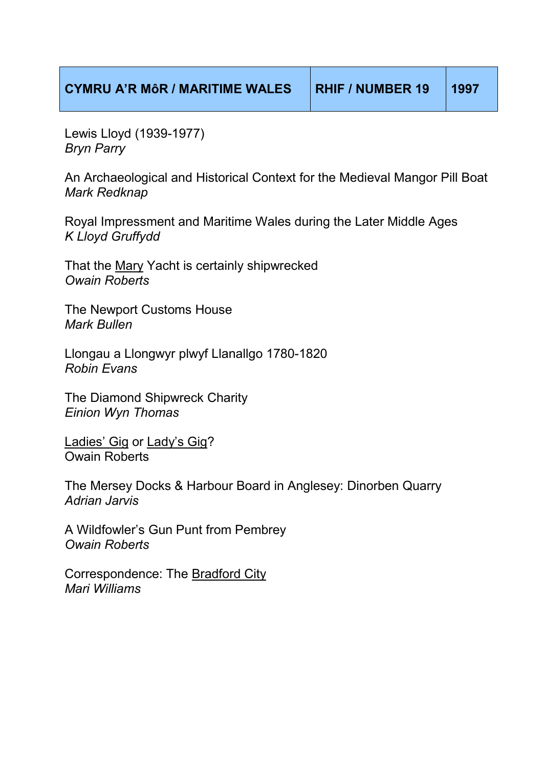| CYMRU A'R MôR / MARITIME WALES | RHIF / NUMBER 19 | 1997 |
|---|---|---|

Lewis Lloyd (1939-1977)
*Bryn Parry*

An Archaeological and Historical Context for the Medieval Mangor Pill Boat
*Mark Redknap*

Royal Impressment and Maritime Wales during the Later Middle Ages
*K Lloyd Gruffydd*

That the Mary Yacht is certainly shipwrecked
*Owain Roberts*

The Newport Customs House
*Mark Bullen*

Llongau a Llongwyr plwyf Llanallgo 1780-1820
*Robin Evans*

The Diamond Shipwreck Charity
*Einion Wyn Thomas*

Ladies' Gig or Lady's Gig?
Owain Roberts

The Mersey Docks & Harbour Board in Anglesey: Dinorben Quarry
*Adrian Jarvis*

A Wildfowler's Gun Punt from Pembrey
*Owain Roberts*

Correspondence: The Bradford City
*Mari Williams*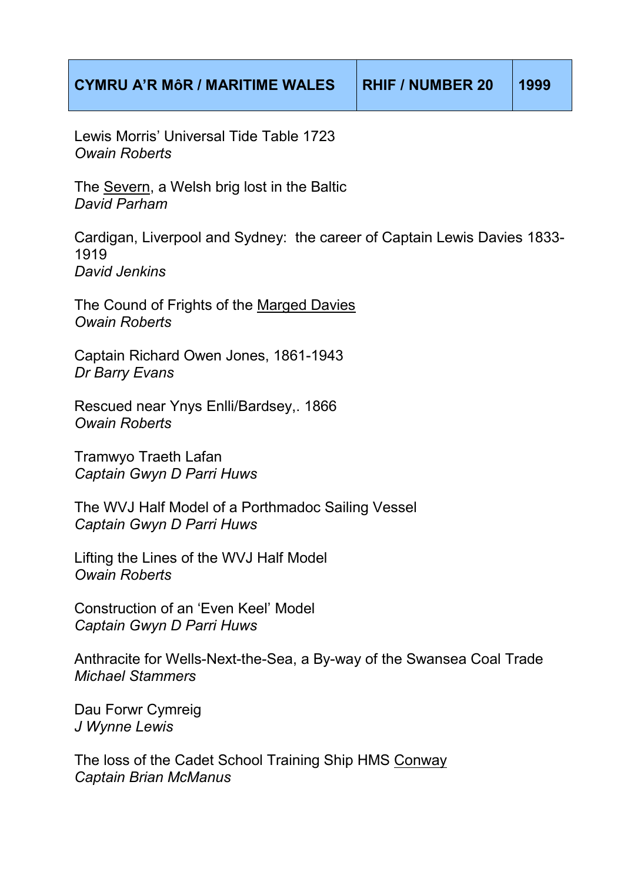| CYMRU A'R MôR / MARITIME WALES | RHIF / NUMBER 20 | 1999 |
|---|---|---|

Lewis Morris' Universal Tide Table 1723
*Owain Roberts*

The <u>Severn</u>, a Welsh brig lost in the Baltic
*David Parham*

Cardigan, Liverpool and Sydney: the career of Captain Lewis Davies 1833-1919
*David Jenkins*

The Cound of Frights of the <u>Marged Davies</u>
*Owain Roberts*

Captain Richard Owen Jones, 1861-1943
*Dr Barry Evans*

Rescued near Ynys Enlli/Bardsey,. 1866
*Owain Roberts*

Tramwyo Traeth Lafan
*Captain Gwyn D Parri Huws*

The WVJ Half Model of a Porthmadoc Sailing Vessel
*Captain Gwyn D Parri Huws*

Lifting the Lines of the WVJ Half Model
*Owain Roberts*

Construction of an 'Even Keel' Model
*Captain Gwyn D Parri Huws*

Anthracite for Wells-Next-the-Sea, a By-way of the Swansea Coal Trade
*Michael Stammers*

Dau Forwr Cymreig
*J Wynne Lewis*

The loss of the Cadet School Training Ship HMS <u>Conway</u>
*Captain Brian McManus*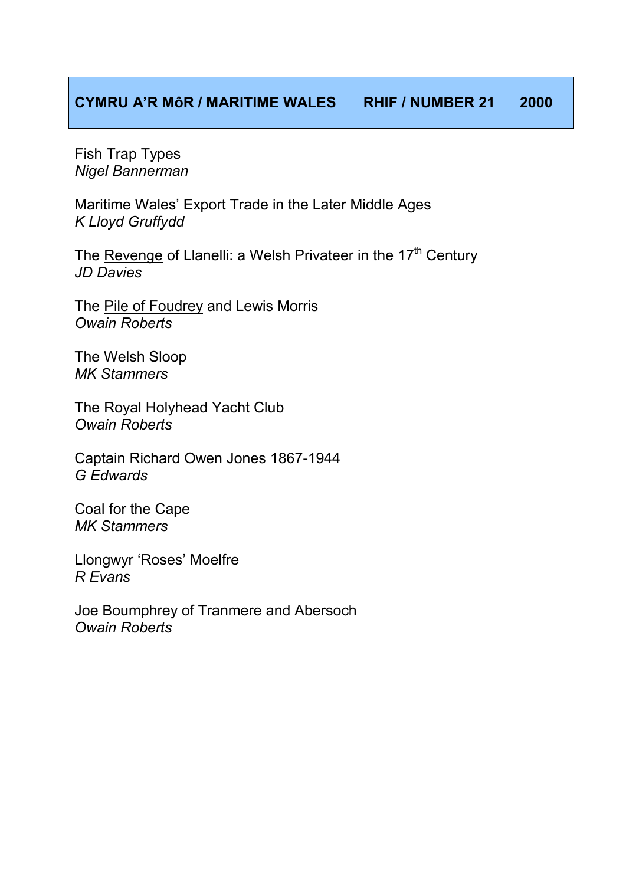| CYMRU A'R MôR / MARITIME WALES | RHIF / NUMBER 21 | 2000 |
|---|---|---|

Fish Trap Types
*Nigel Bannerman*

Maritime Wales' Export Trade in the Later Middle Ages
*K Lloyd Gruffydd*

The Revenge of Llanelli: a Welsh Privateer in the 17th Century
*JD Davies*

The Pile of Foudrey and Lewis Morris
*Owain Roberts*

The Welsh Sloop
*MK Stammers*

The Royal Holyhead Yacht Club
*Owain Roberts*

Captain Richard Owen Jones 1867-1944
*G Edwards*

Coal for the Cape
*MK Stammers*

Llongwyr 'Roses' Moelfre
*R Evans*

Joe Boumphrey of Tranmere and Abersoch
*Owain Roberts*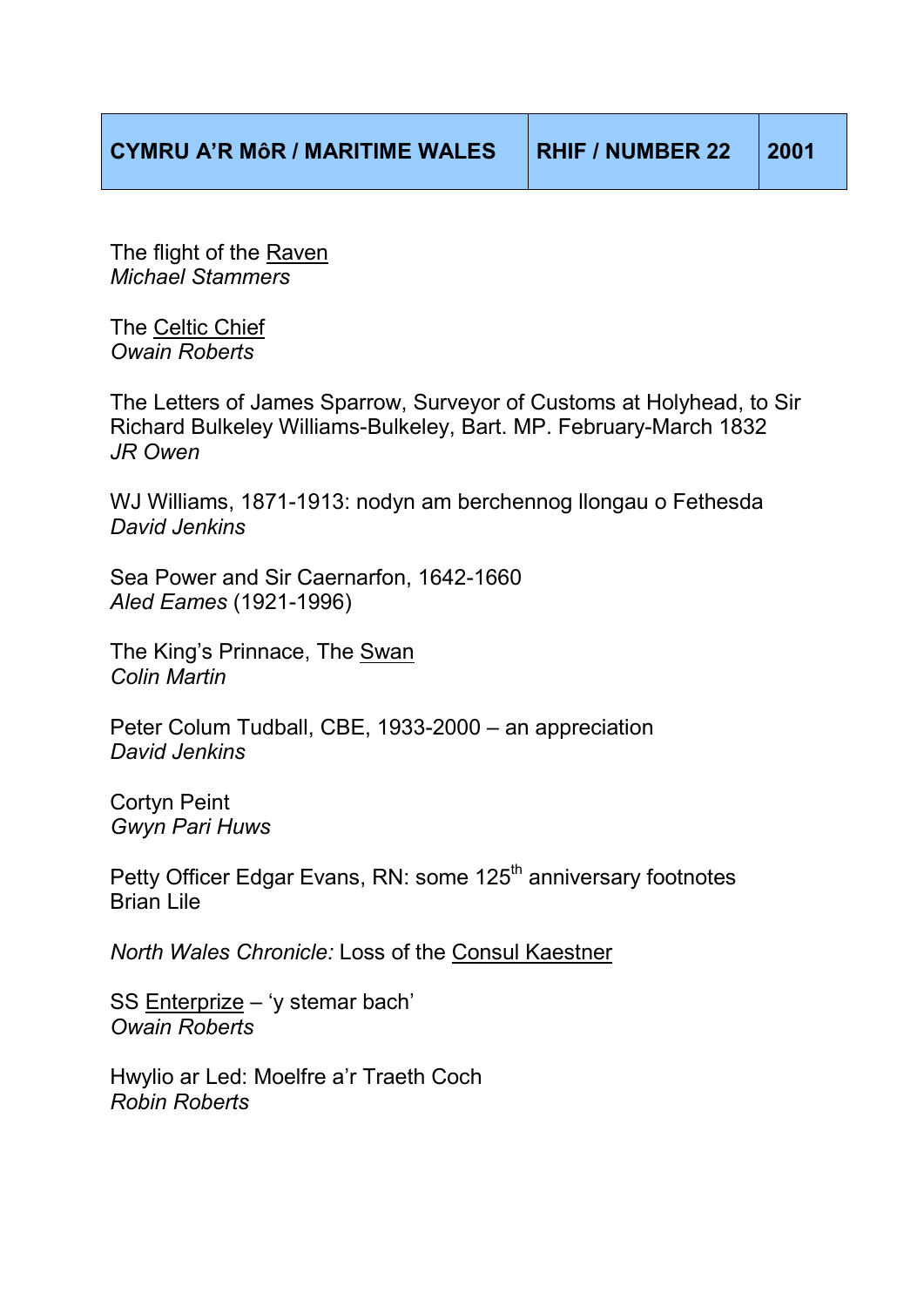| CYMRU A'R MôR / MARITIME WALES | RHIF / NUMBER 22 | 2001 |
|---|---|---|

The flight of the Raven
*Michael Stammers*

The Celtic Chief
*Owain Roberts*

The Letters of James Sparrow, Surveyor of Customs at Holyhead, to Sir Richard Bulkeley Williams-Bulkeley, Bart. MP. February-March 1832
*JR Owen*

WJ Williams, 1871-1913: nodyn am berchennog llongau o Fethesda
*David Jenkins*

Sea Power and Sir Caernarfon, 1642-1660
*Aled Eames* (1921-1996)

The King's Prinnace, The Swan
*Colin Martin*

Peter Colum Tudball, CBE, 1933-2000 – an appreciation
*David Jenkins*

Cortyn Peint
*Gwyn Pari Huws*

Petty Officer Edgar Evans, RN: some 125th anniversary footnotes
Brian Lile

*North Wales Chronicle:* Loss of the Consul Kaestner

SS Enterprize – 'y stemar bach'
*Owain Roberts*

Hwylio ar Led: Moelfre a'r Traeth Coch
*Robin Roberts*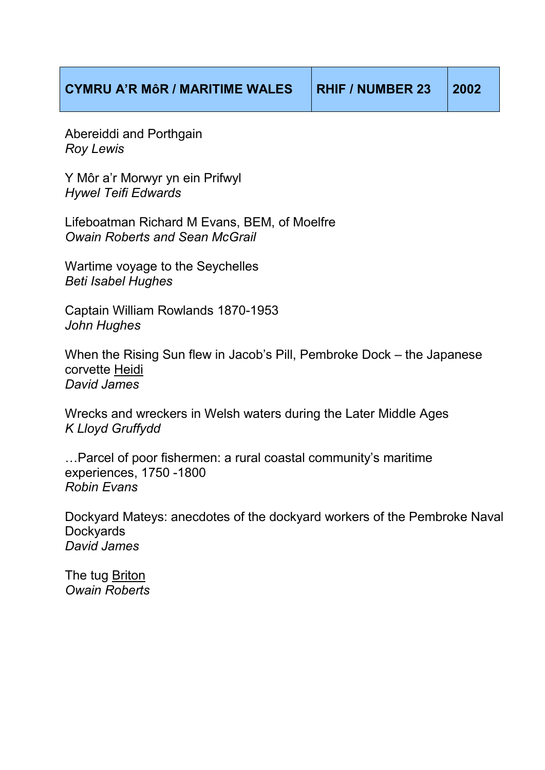| CYMRU A'R MôR / MARITIME WALES | RHIF / NUMBER 23 | 2002 |
| --- | --- | --- |

Abereiddi and Porthgain
*Roy Lewis*

Y Môr a'r Morwyr yn ein Prifwyl
*Hywel Teifi Edwards*

Lifeboatman Richard M Evans, BEM, of Moelfre
*Owain Roberts and Sean McGrail*

Wartime voyage to the Seychelles
*Beti Isabel Hughes*

Captain William Rowlands 1870-1953
*John Hughes*

When the Rising Sun flew in Jacob's Pill, Pembroke Dock – the Japanese corvette <u>Heidi</u>
*David James*

Wrecks and wreckers in Welsh waters during the Later Middle Ages
*K Lloyd Gruffydd*

…Parcel of poor fishermen: a rural coastal community's maritime experiences, 1750 -1800
*Robin Evans*

Dockyard Mateys: anecdotes of the dockyard workers of the Pembroke Naval Dockyards
*David James*

The tug <u>Briton</u>
*Owain Roberts*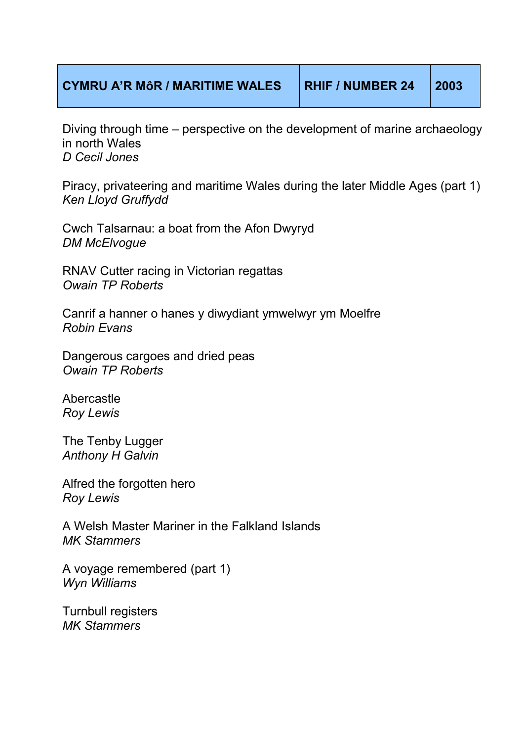| CYMRU A'R MôR / MARITIME WALES | RHIF / NUMBER 24 | 2003 |
| --- | --- | --- |

Diving through time – perspective on the development of marine archaeology in north Wales
*D Cecil Jones*

Piracy, privateering and maritime Wales during the later Middle Ages (part 1)
*Ken Lloyd Gruffydd*

Cwch Talsarnau: a boat from the Afon Dwyryd
*DM McElvogue*

RNAV Cutter racing in Victorian regattas
*Owain TP Roberts*

Canrif a hanner o hanes y diwydiant ymwelwyr ym Moelfre
*Robin Evans*

Dangerous cargoes and dried peas
*Owain TP Roberts*

Abercastle
*Roy Lewis*

The Tenby Lugger
*Anthony H Galvin*

Alfred the forgotten hero
*Roy Lewis*

A Welsh Master Mariner in the Falkland Islands
*MK Stammers*

A voyage remembered (part 1)
*Wyn Williams*

Turnbull registers
*MK Stammers*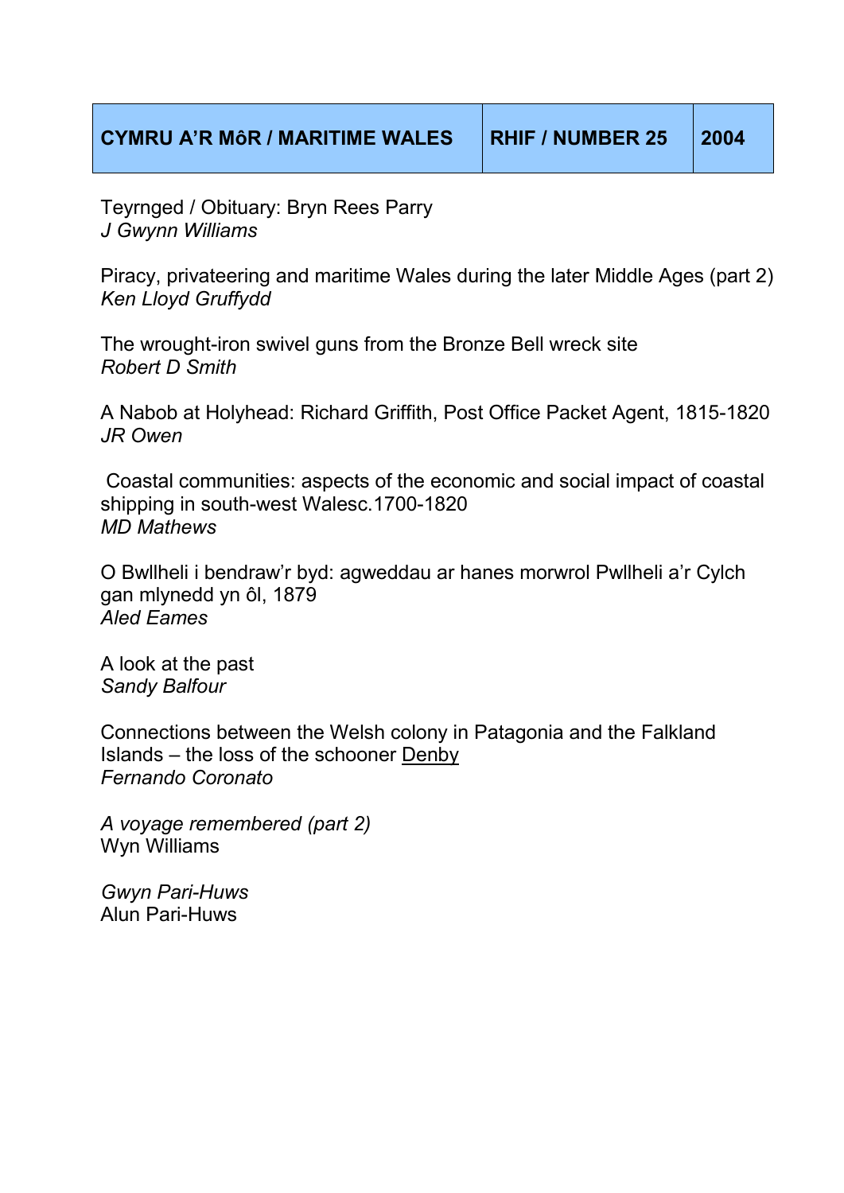| CYMRU A'R MôR / MARITIME WALES | RHIF / NUMBER 25 | 2004 |
|---|---|---|

Teyrnged / Obituary: Bryn Rees Parry
*J Gwynn Williams*

Piracy, privateering and maritime Wales during the later Middle Ages (part 2)
*Ken Lloyd Gruffydd*

The wrought-iron swivel guns from the Bronze Bell wreck site
*Robert D Smith*

A Nabob at Holyhead: Richard Griffith, Post Office Packet Agent, 1815-1820
*JR Owen*

Coastal communities: aspects of the economic and social impact of coastal shipping in south-west Walesc.1700-1820
*MD Mathews*

O Bwllheli i bendraw'r byd: agweddau ar hanes morwrol Pwllheli a'r Cylch gan mlynedd yn ôl, 1879
*Aled Eames*

A look at the past
*Sandy Balfour*

Connections between the Welsh colony in Patagonia and the Falkland Islands – the loss of the schooner <u>Denby</u>
*Fernando Coronato*

*A voyage remembered (part 2)*
Wyn Williams

*Gwyn Pari-Huws*
Alun Pari-Huws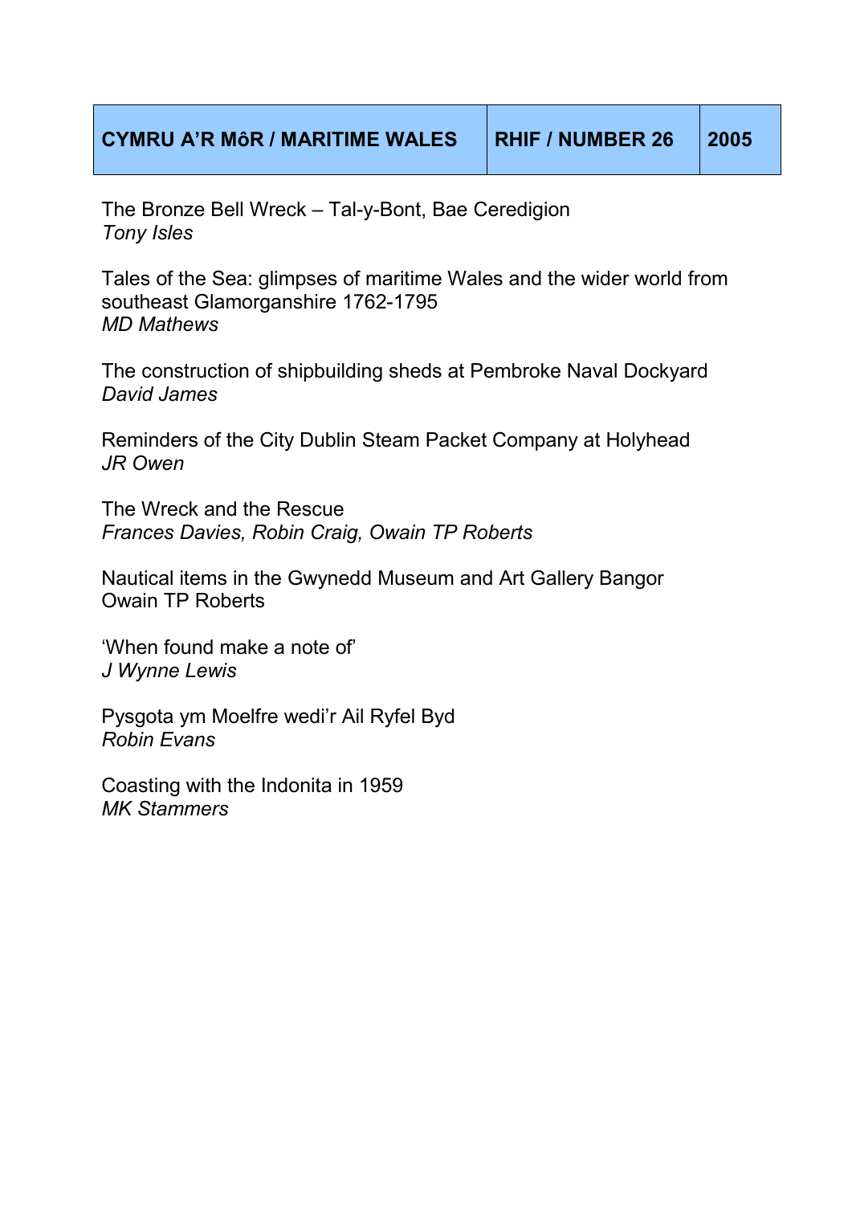| CYMRU A'R MôR / MARITIME WALES | RHIF / NUMBER 26 | 2005 |
| --- | --- | --- |

The Bronze Bell Wreck – Tal-y-Bont, Bae Ceredigion
*Tony Isles*

Tales of the Sea: glimpses of maritime Wales and the wider world from southeast Glamorganshire 1762-1795
*MD Mathews*

The construction of shipbuilding sheds at Pembroke Naval Dockyard
*David James*

Reminders of the City Dublin Steam Packet Company at Holyhead
*JR Owen*

The Wreck and the Rescue
*Frances Davies, Robin Craig, Owain TP Roberts*

Nautical items in the Gwynedd Museum and Art Gallery Bangor
Owain TP Roberts

'When found make a note of'
*J Wynne Lewis*

Pysgota ym Moelfre wedi'r Ail Ryfel Byd
*Robin Evans*

Coasting with the Indonita in 1959
*MK Stammers*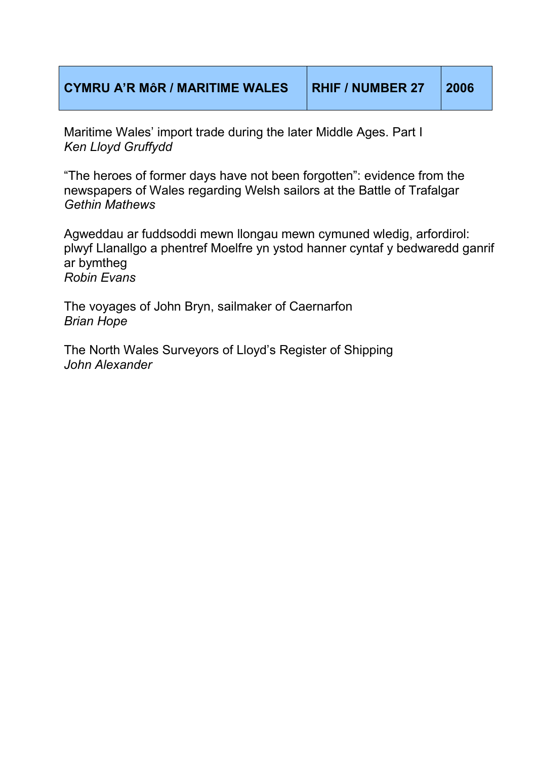| CYMRU A'R MôR / MARITIME WALES | RHIF / NUMBER 27 | 2006 |
| --- | --- | --- |

Maritime Wales' import trade during the later Middle Ages. Part I
*Ken Lloyd Gruffydd*

"The heroes of former days have not been forgotten": evidence from the newspapers of Wales regarding Welsh sailors at the Battle of Trafalgar
*Gethin Mathews*

Agweddau ar fuddsoddi mewn llongau mewn cymuned wledig, arfordirol: plwyf Llanallgo a phentref Moelfre yn ystod hanner cyntaf y bedwaredd ganrif ar bymtheg
*Robin Evans*

The voyages of John Bryn, sailmaker of Caernarfon
*Brian Hope*

The North Wales Surveyors of Lloyd's Register of Shipping
*John Alexander*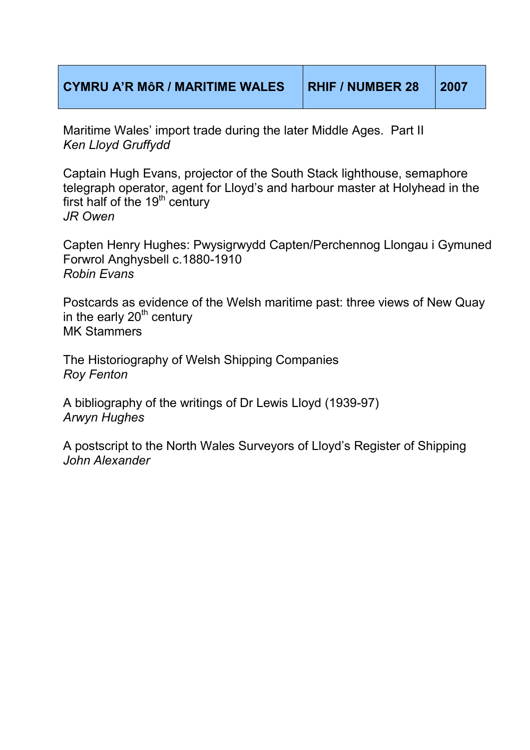| CYMRU A'R MôR / MARITIME WALES | RHIF / NUMBER 28 | 2007 |
| --- | --- | --- |

Maritime Wales' import trade during the later Middle Ages. Part II
*Ken Lloyd Gruffydd*

Captain Hugh Evans, projector of the South Stack lighthouse, semaphore telegraph operator, agent for Lloyd's and harbour master at Holyhead in the first half of the 19th century
*JR Owen*

Capten Henry Hughes: Pwysigrwydd Capten/Perchennog Llongau i Gymuned Forwrol Anghysbell c.1880-1910
*Robin Evans*

Postcards as evidence of the Welsh maritime past: three views of New Quay in the early 20th century
MK Stammers

The Historiography of Welsh Shipping Companies
*Roy Fenton*

A bibliography of the writings of Dr Lewis Lloyd (1939-97)
*Arwyn Hughes*

A postscript to the North Wales Surveyors of Lloyd's Register of Shipping
*John Alexander*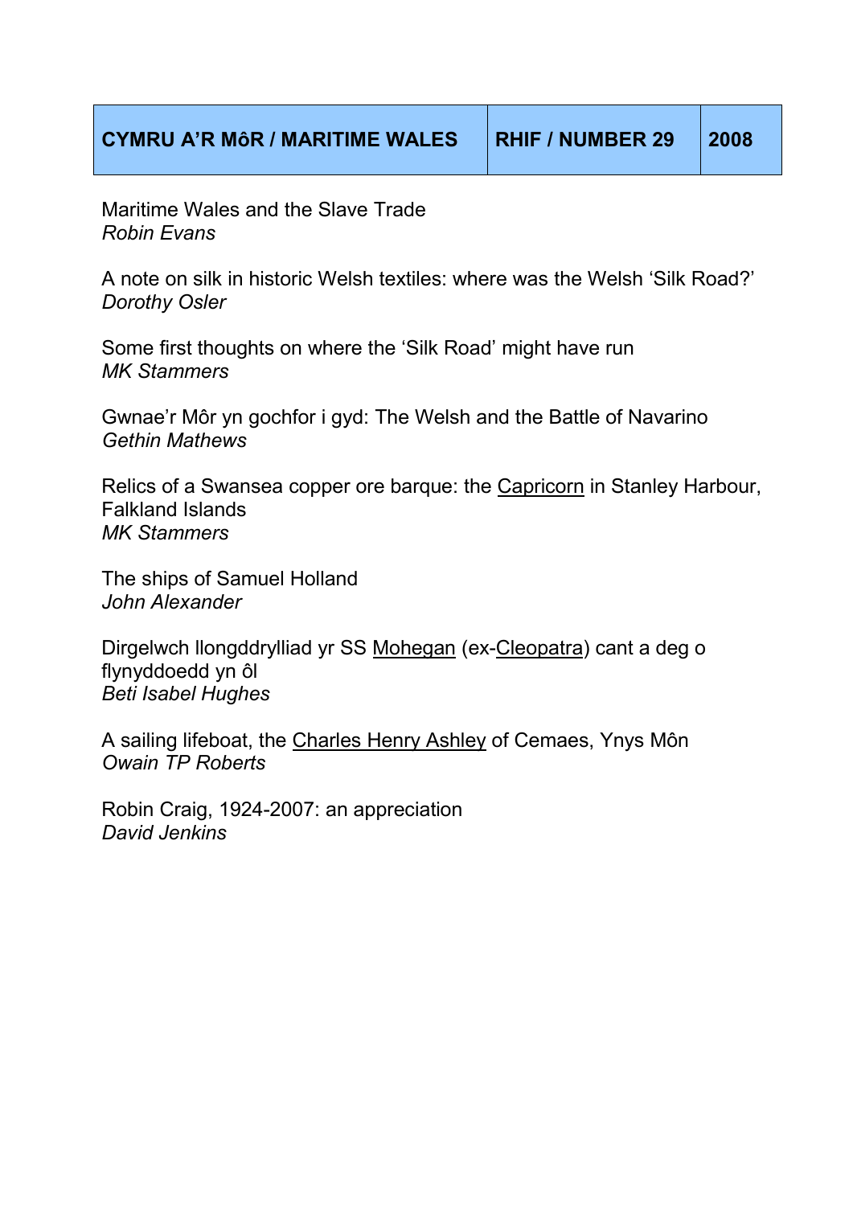| CYMRU A'R MôR / MARITIME WALES | RHIF / NUMBER 29 | 2008 |
| --- | --- | --- |

Maritime Wales and the Slave Trade
*Robin Evans*

A note on silk in historic Welsh textiles: where was the Welsh 'Silk Road?'
*Dorothy Osler*

Some first thoughts on where the 'Silk Road' might have run
*MK Stammers*

Gwnae'r Môr yn gochfor i gyd: The Welsh and the Battle of Navarino
*Gethin Mathews*

Relics of a Swansea copper ore barque: the <u>Capricorn</u> in Stanley Harbour, Falkland Islands
*MK Stammers*

The ships of Samuel Holland
*John Alexander*

Dirgelwch llongddrylliad yr SS <u>Mohegan</u> (ex-<u>Cleopatra</u>) cant a deg o flynyddoedd yn ôl
*Beti Isabel Hughes*

A sailing lifeboat, the <u>Charles Henry Ashley</u> of Cemaes, Ynys Môn
*Owain TP Roberts*

Robin Craig, 1924-2007: an appreciation
*David Jenkins*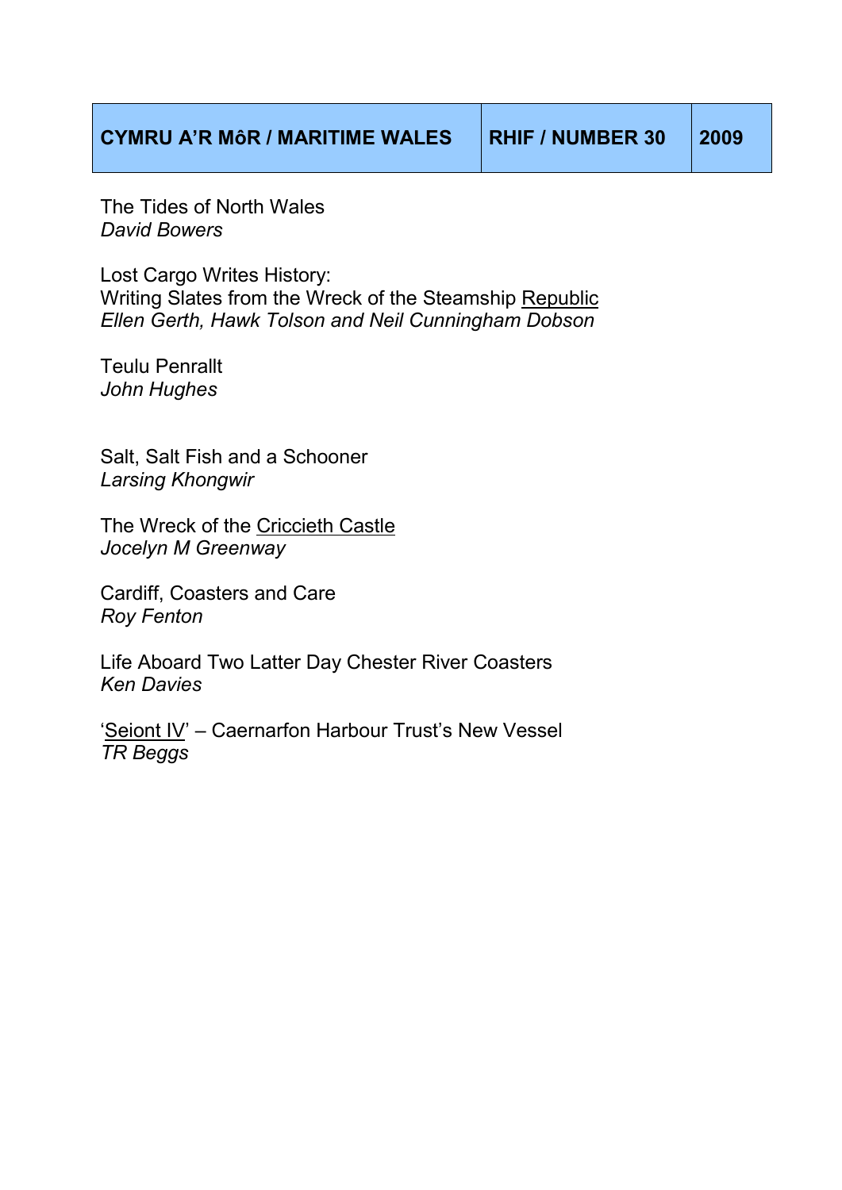| CYMRU A'R MôR / MARITIME WALES | RHIF / NUMBER 30 | 2009 |
|---|---|---|

The Tides of North Wales
*David Bowers*

Lost Cargo Writes History:
Writing Slates from the Wreck of the Steamship <u>Republic</u>
*Ellen Gerth, Hawk Tolson and Neil Cunningham Dobson*

Teulu Penrallt
*John Hughes*

Salt, Salt Fish and a Schooner
*Larsing Khongwir*

The Wreck of the <u>Criccieth Castle</u>
*Jocelyn M Greenway*

Cardiff, Coasters and Care
*Roy Fenton*

Life Aboard Two Latter Day Chester River Coasters
*Ken Davies*

'<u>Seiont IV</u>' – Caernarfon Harbour Trust's New Vessel
*TR Beggs*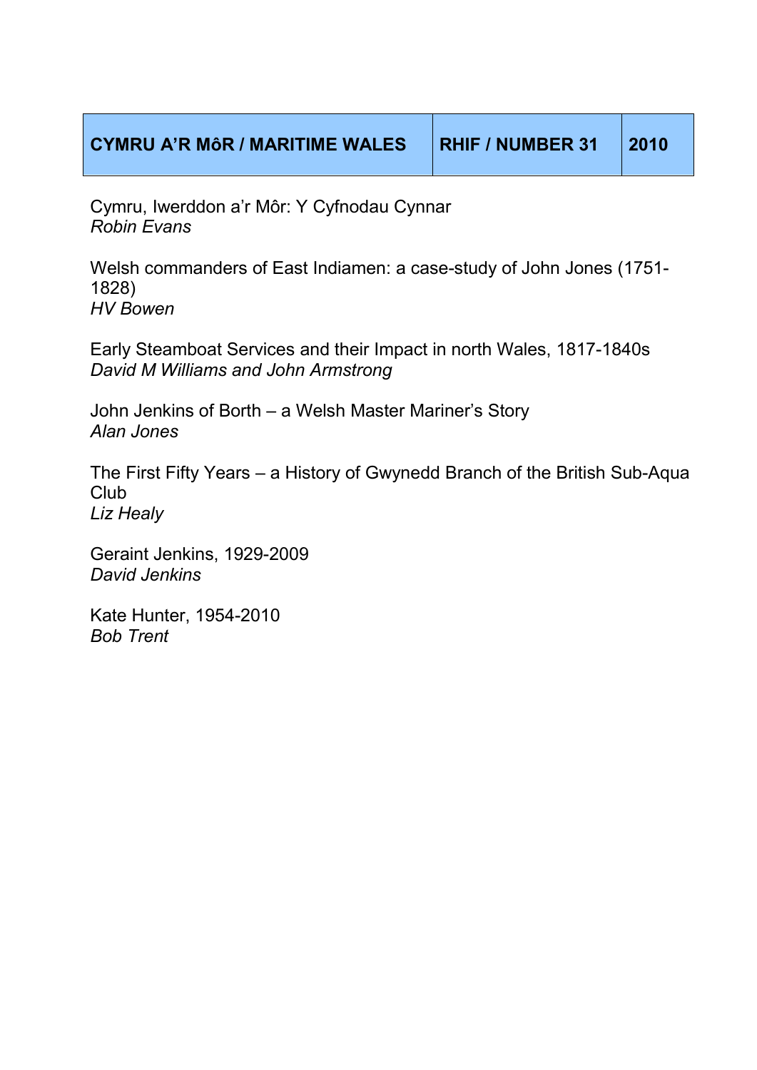| CYMRU A'R MôR / MARITIME WALES | RHIF / NUMBER 31 | 2010 |
| --- | --- | --- |

Cymru, Iwerddon a'r Môr: Y Cyfnodau Cynnar
*Robin Evans*

Welsh commanders of East Indiamen: a case-study of John Jones (1751-1828)
*HV Bowen*

Early Steamboat Services and their Impact in north Wales, 1817-1840s
*David M Williams and John Armstrong*

John Jenkins of Borth – a Welsh Master Mariner's Story
*Alan Jones*

The First Fifty Years – a History of Gwynedd Branch of the British Sub-Aqua Club
*Liz Healy*

Geraint Jenkins, 1929-2009
*David Jenkins*

Kate Hunter, 1954-2010
*Bob Trent*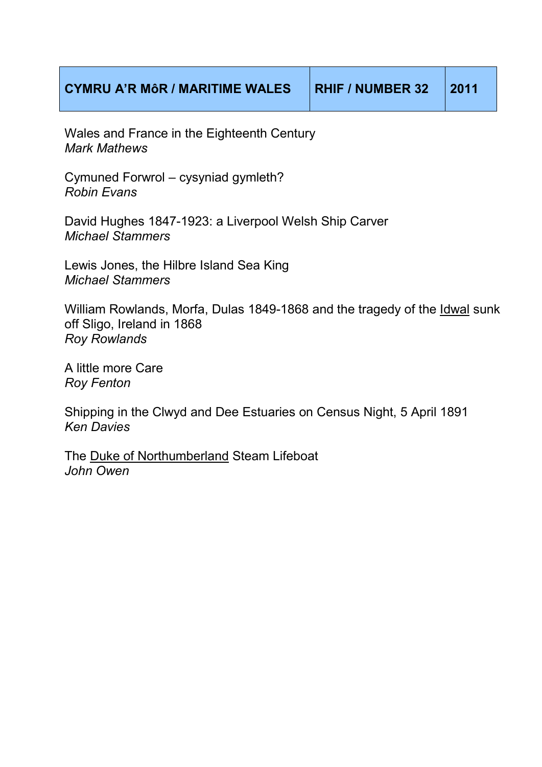| CYMRU A'R MôR / MARITIME WALES | RHIF / NUMBER 32 | 2011 |
| --- | --- | --- |

Wales and France in the Eighteenth Century
*Mark Mathews*

Cymuned Forwrol – cysyniad gymleth?
*Robin Evans*

David Hughes 1847-1923: a Liverpool Welsh Ship Carver
*Michael Stammers*

Lewis Jones, the Hilbre Island Sea King
*Michael Stammers*

William Rowlands, Morfa, Dulas 1849-1868 and the tragedy of the Idwal sunk off Sligo, Ireland in 1868
*Roy Rowlands*

A little more Care
*Roy Fenton*

Shipping in the Clwyd and Dee Estuaries on Census Night, 5 April 1891
*Ken Davies*

The Duke of Northumberland Steam Lifeboat
*John Owen*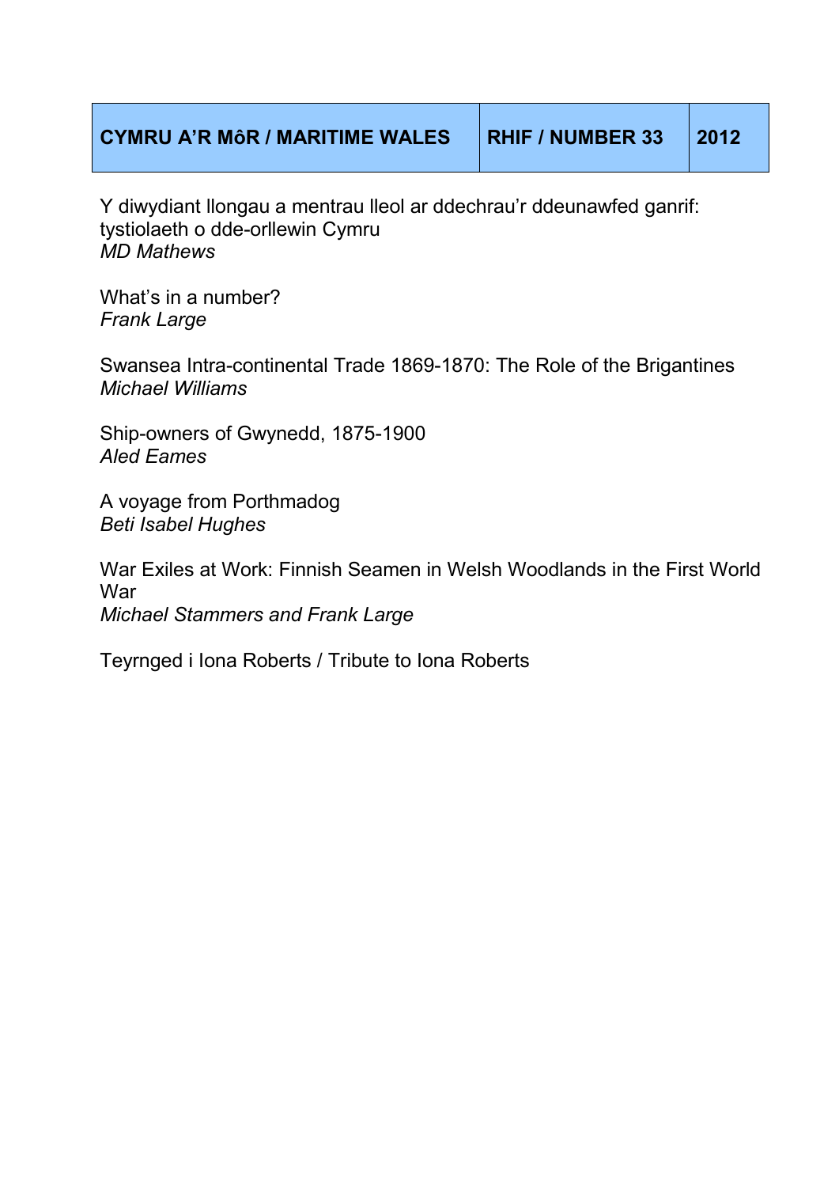| CYMRU A'R MôR / MARITIME WALES | RHIF / NUMBER 33 | 2012 |
| --- | --- | --- |

Y diwydiant llongau a mentrau lleol ar ddechrau'r ddeunawfed ganrif: tystiolaeth o dde-orllewin Cymru
*MD Mathews*

What's in a number?
*Frank Large*

Swansea Intra-continental Trade 1869-1870: The Role of the Brigantines
*Michael Williams*

Ship-owners of Gwynedd, 1875-1900
*Aled Eames*

A voyage from Porthmadog
*Beti Isabel Hughes*

War Exiles at Work: Finnish Seamen in Welsh Woodlands in the First World War
*Michael Stammers and Frank Large*

Teyrnged i Iona Roberts / Tribute to Iona Roberts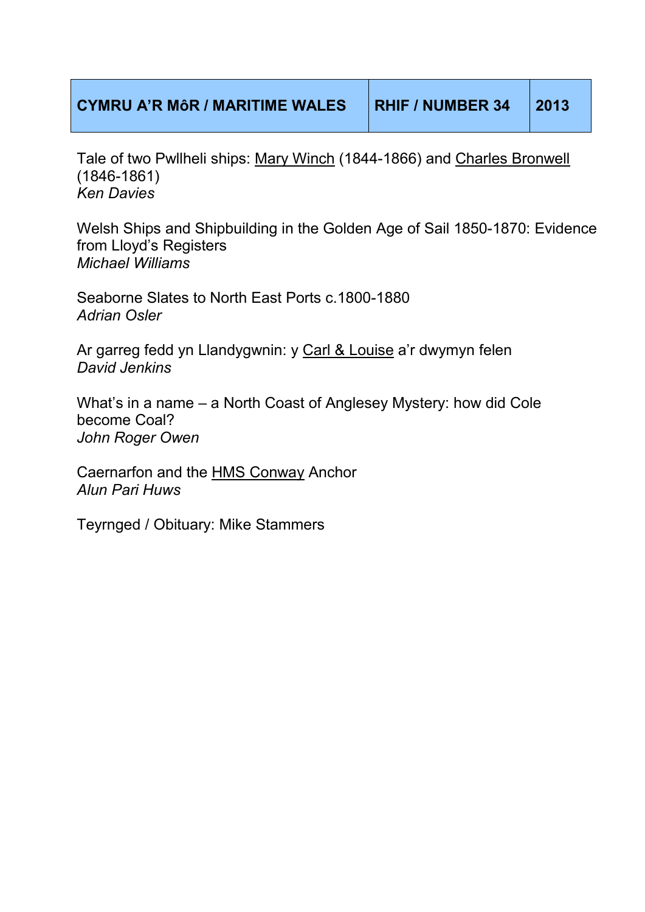| CYMRU A'R MôR / MARITIME WALES | RHIF / NUMBER 34 | 2013 |
| --- | --- | --- |

Tale of two Pwllheli ships: <u>Mary Winch</u> (1844-1866) and <u>Charles Bronwell</u> (1846-1861)
*Ken Davies*

Welsh Ships and Shipbuilding in the Golden Age of Sail 1850-1870: Evidence from Lloyd's Registers
*Michael Williams*

Seaborne Slates to North East Ports c.1800-1880
*Adrian Osler*

Ar garreg fedd yn Llandygwnin: y <u>Carl & Louise</u> a'r dwymyn felen
*David Jenkins*

What's in a name – a North Coast of Anglesey Mystery: how did Cole become Coal?
*John Roger Owen*

Caernarfon and the <u>HMS Conway</u> Anchor
*Alun Pari Huws*

Teyrnged / Obituary: Mike Stammers